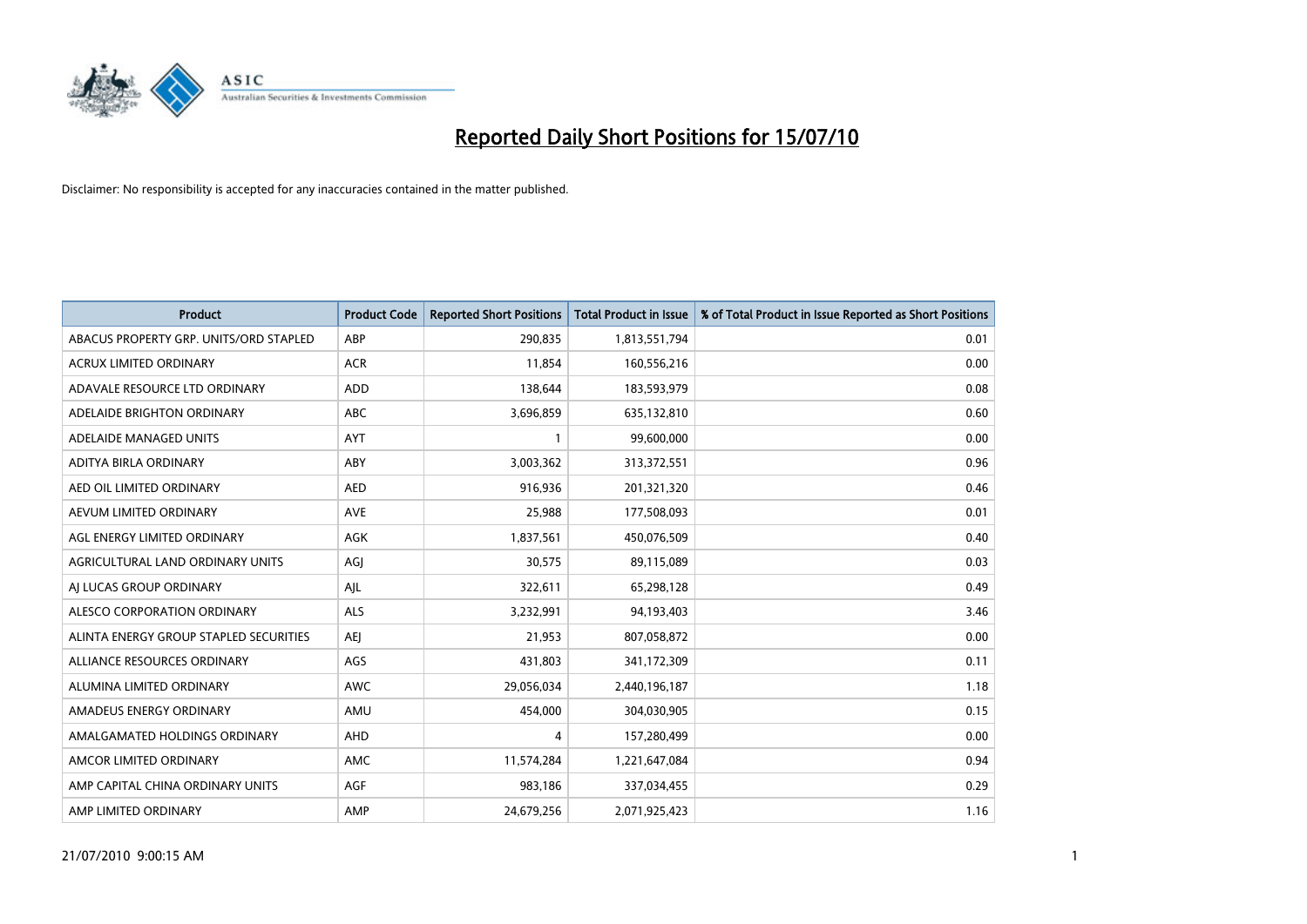# Reported Daily Short Positions for 15/07/10

Disclaimer: No responsibility is accepted for any inaccuracies contained in the matter published.

| Product | Product Code | Reported Short Positions | Total Product in Issue | % of Total Product in Issue Reported as Short Positions |
|---|---|---|---|---|
| ABACUS PROPERTY GRP. UNITS/ORD STAPLED | ABP | 290,835 | 1,813,551,794 | 0.01 |
| ACRUX LIMITED ORDINARY | ACR | 11,854 | 160,556,216 | 0.00 |
| ADAVALE RESOURCE LTD ORDINARY | ADD | 138,644 | 183,593,979 | 0.08 |
| ADELAIDE BRIGHTON ORDINARY | ABC | 3,696,859 | 635,132,810 | 0.60 |
| ADELAIDE MANAGED UNITS | AYT | 1 | 99,600,000 | 0.00 |
| ADITYA BIRLA ORDINARY | ABY | 3,003,362 | 313,372,551 | 0.96 |
| AED OIL LIMITED ORDINARY | AED | 916,936 | 201,321,320 | 0.46 |
| AEVUM LIMITED ORDINARY | AVE | 25,988 | 177,508,093 | 0.01 |
| AGL ENERGY LIMITED ORDINARY | AGK | 1,837,561 | 450,076,509 | 0.40 |
| AGRICULTURAL LAND ORDINARY UNITS | AGJ | 30,575 | 89,115,089 | 0.03 |
| AJ LUCAS GROUP ORDINARY | AJL | 322,611 | 65,298,128 | 0.49 |
| ALESCO CORPORATION ORDINARY | ALS | 3,232,991 | 94,193,403 | 3.46 |
| ALINTA ENERGY GROUP STAPLED SECURITIES | AEJ | 21,953 | 807,058,872 | 0.00 |
| ALLIANCE RESOURCES ORDINARY | AGS | 431,803 | 341,172,309 | 0.11 |
| ALUMINA LIMITED ORDINARY | AWC | 29,056,034 | 2,440,196,187 | 1.18 |
| AMADEUS ENERGY ORDINARY | AMU | 454,000 | 304,030,905 | 0.15 |
| AMALGAMATED HOLDINGS ORDINARY | AHD | 4 | 157,280,499 | 0.00 |
| AMCOR LIMITED ORDINARY | AMC | 11,574,284 | 1,221,647,084 | 0.94 |
| AMP CAPITAL CHINA ORDINARY UNITS | AGF | 983,186 | 337,034,455 | 0.29 |
| AMP LIMITED ORDINARY | AMP | 24,679,256 | 2,071,925,423 | 1.16 |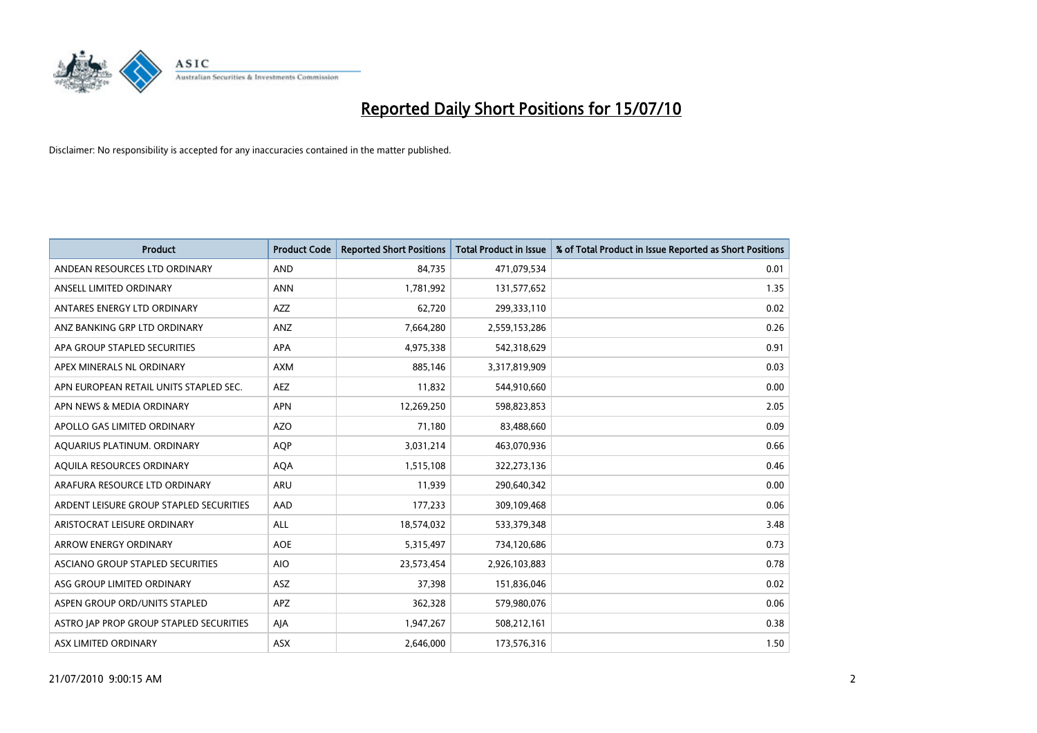# Reported Daily Short Positions for 15/07/10

Disclaimer: No responsibility is accepted for any inaccuracies contained in the matter published.

| Product | Product Code | Reported Short Positions | Total Product in Issue | % of Total Product in Issue Reported as Short Positions |
|---|---|---|---|---|
| ANDEAN RESOURCES LTD ORDINARY | AND | 84,735 | 471,079,534 | 0.01 |
| ANSELL LIMITED ORDINARY | ANN | 1,781,992 | 131,577,652 | 1.35 |
| ANTARES ENERGY LTD ORDINARY | AZZ | 62,720 | 299,333,110 | 0.02 |
| ANZ BANKING GRP LTD ORDINARY | ANZ | 7,664,280 | 2,559,153,286 | 0.26 |
| APA GROUP STAPLED SECURITIES | APA | 4,975,338 | 542,318,629 | 0.91 |
| APEX MINERALS NL ORDINARY | AXM | 885,146 | 3,317,819,909 | 0.03 |
| APN EUROPEAN RETAIL UNITS STAPLED SEC. | AEZ | 11,832 | 544,910,660 | 0.00 |
| APN NEWS & MEDIA ORDINARY | APN | 12,269,250 | 598,823,853 | 2.05 |
| APOLLO GAS LIMITED ORDINARY | AZO | 71,180 | 83,488,660 | 0.09 |
| AQUARIUS PLATINUM. ORDINARY | AQP | 3,031,214 | 463,070,936 | 0.66 |
| AQUILA RESOURCES ORDINARY | AQA | 1,515,108 | 322,273,136 | 0.46 |
| ARAFURA RESOURCE LTD ORDINARY | ARU | 11,939 | 290,640,342 | 0.00 |
| ARDENT LEISURE GROUP STAPLED SECURITIES | AAD | 177,233 | 309,109,468 | 0.06 |
| ARISTOCRAT LEISURE ORDINARY | ALL | 18,574,032 | 533,379,348 | 3.48 |
| ARROW ENERGY ORDINARY | AOE | 5,315,497 | 734,120,686 | 0.73 |
| ASCIANO GROUP STAPLED SECURITIES | AIO | 23,573,454 | 2,926,103,883 | 0.78 |
| ASG GROUP LIMITED ORDINARY | ASZ | 37,398 | 151,836,046 | 0.02 |
| ASPEN GROUP ORD/UNITS STAPLED | APZ | 362,328 | 579,980,076 | 0.06 |
| ASTRO JAP PROP GROUP STAPLED SECURITIES | AJA | 1,947,267 | 508,212,161 | 0.38 |
| ASX LIMITED ORDINARY | ASX | 2,646,000 | 173,576,316 | 1.50 |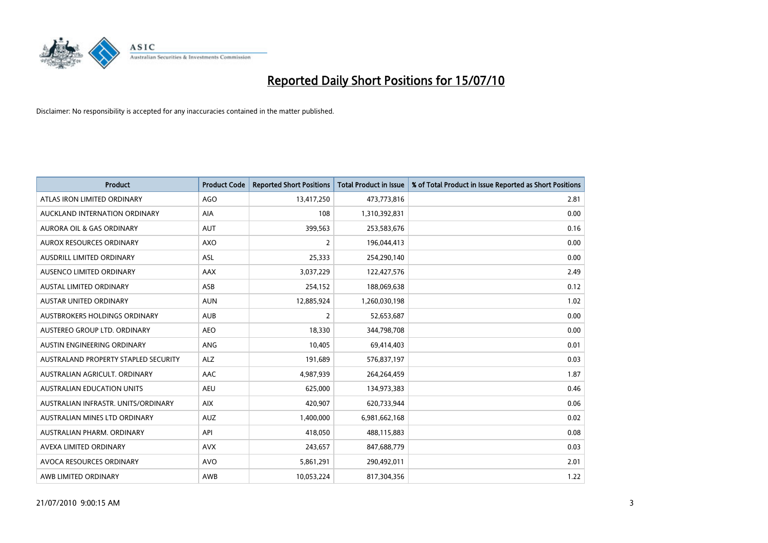# Reported Daily Short Positions for 15/07/10

Disclaimer: No responsibility is accepted for any inaccuracies contained in the matter published.

| Product | Product Code | Reported Short Positions | Total Product in Issue | % of Total Product in Issue Reported as Short Positions |
|---|---|---|---|---|
| ATLAS IRON LIMITED ORDINARY | AGO | 13,417,250 | 473,773,816 | 2.81 |
| AUCKLAND INTERNATION ORDINARY | AIA | 108 | 1,310,392,831 | 0.00 |
| AURORA OIL & GAS ORDINARY | AUT | 399,563 | 253,583,676 | 0.16 |
| AUROX RESOURCES ORDINARY | AXO | 2 | 196,044,413 | 0.00 |
| AUSDRILL LIMITED ORDINARY | ASL | 25,333 | 254,290,140 | 0.00 |
| AUSENCO LIMITED ORDINARY | AAX | 3,037,229 | 122,427,576 | 2.49 |
| AUSTAL LIMITED ORDINARY | ASB | 254,152 | 188,069,638 | 0.12 |
| AUSTAR UNITED ORDINARY | AUN | 12,885,924 | 1,260,030,198 | 1.02 |
| AUSTBROKERS HOLDINGS ORDINARY | AUB | 2 | 52,653,687 | 0.00 |
| AUSTEREO GROUP LTD. ORDINARY | AEO | 18,330 | 344,798,708 | 0.00 |
| AUSTIN ENGINEERING ORDINARY | ANG | 10,405 | 69,414,403 | 0.01 |
| AUSTRALAND PROPERTY STAPLED SECURITY | ALZ | 191,689 | 576,837,197 | 0.03 |
| AUSTRALIAN AGRICULT. ORDINARY | AAC | 4,987,939 | 264,264,459 | 1.87 |
| AUSTRALIAN EDUCATION UNITS | AEU | 625,000 | 134,973,383 | 0.46 |
| AUSTRALIAN INFRASTR. UNITS/ORDINARY | AIX | 420,907 | 620,733,944 | 0.06 |
| AUSTRALIAN MINES LTD ORDINARY | AUZ | 1,400,000 | 6,981,662,168 | 0.02 |
| AUSTRALIAN PHARM. ORDINARY | API | 418,050 | 488,115,883 | 0.08 |
| AVEXA LIMITED ORDINARY | AVX | 243,657 | 847,688,779 | 0.03 |
| AVOCA RESOURCES ORDINARY | AVO | 5,861,291 | 290,492,011 | 2.01 |
| AWB LIMITED ORDINARY | AWB | 10,053,224 | 817,304,356 | 1.22 |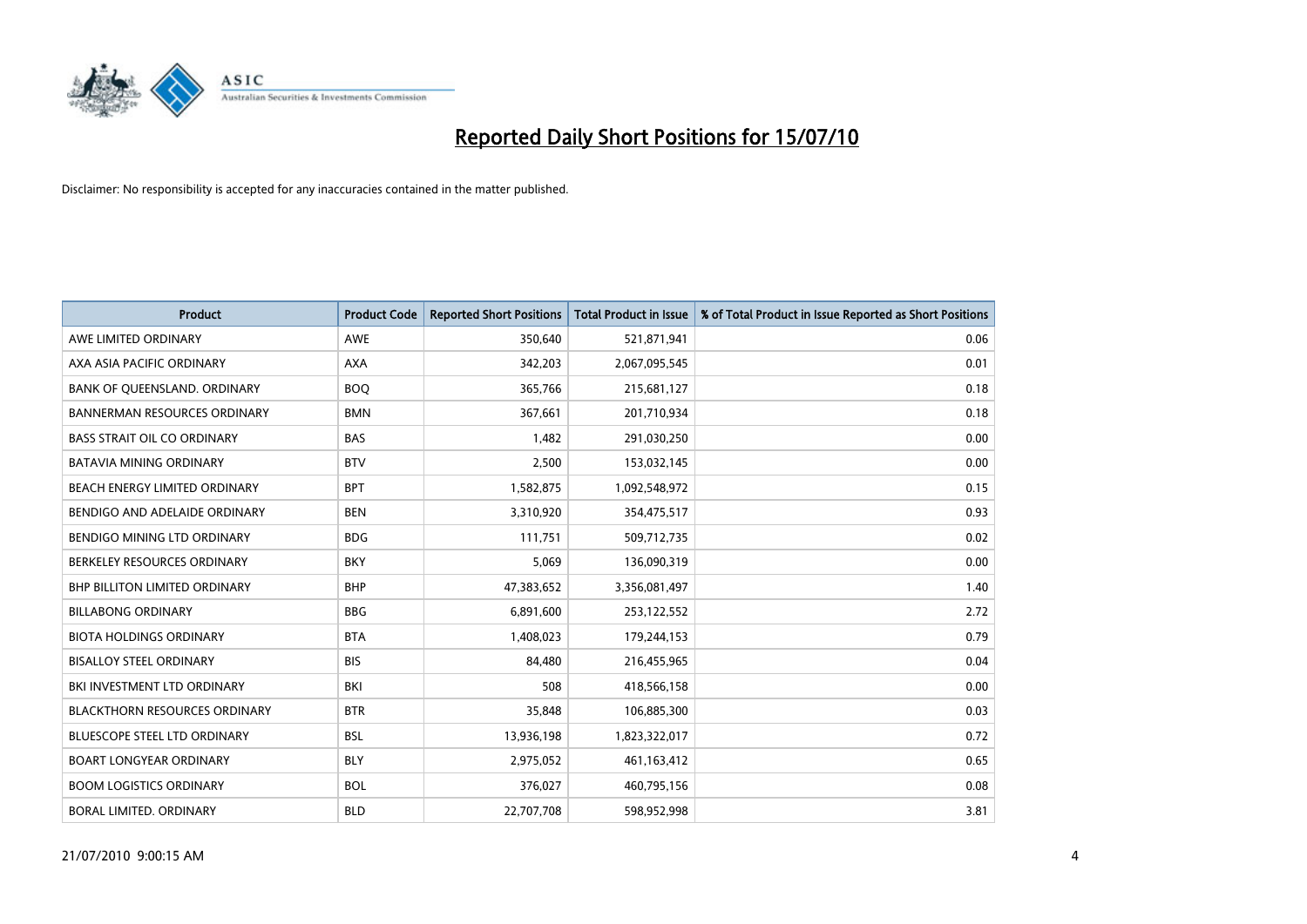# Reported Daily Short Positions for 15/07/10

Disclaimer: No responsibility is accepted for any inaccuracies contained in the matter published.

| Product | Product Code | Reported Short Positions | Total Product in Issue | % of Total Product in Issue Reported as Short Positions |
|---|---|---|---|---|
| AWE LIMITED ORDINARY | AWE | 350,640 | 521,871,941 | 0.06 |
| AXA ASIA PACIFIC ORDINARY | AXA | 342,203 | 2,067,095,545 | 0.01 |
| BANK OF QUEENSLAND. ORDINARY | BOQ | 365,766 | 215,681,127 | 0.18 |
| BANNERMAN RESOURCES ORDINARY | BMN | 367,661 | 201,710,934 | 0.18 |
| BASS STRAIT OIL CO ORDINARY | BAS | 1,482 | 291,030,250 | 0.00 |
| BATAVIA MINING ORDINARY | BTV | 2,500 | 153,032,145 | 0.00 |
| BEACH ENERGY LIMITED ORDINARY | BPT | 1,582,875 | 1,092,548,972 | 0.15 |
| BENDIGO AND ADELAIDE ORDINARY | BEN | 3,310,920 | 354,475,517 | 0.93 |
| BENDIGO MINING LTD ORDINARY | BDG | 111,751 | 509,712,735 | 0.02 |
| BERKELEY RESOURCES ORDINARY | BKY | 5,069 | 136,090,319 | 0.00 |
| BHP BILLITON LIMITED ORDINARY | BHP | 47,383,652 | 3,356,081,497 | 1.40 |
| BILLABONG ORDINARY | BBG | 6,891,600 | 253,122,552 | 2.72 |
| BIOTA HOLDINGS ORDINARY | BTA | 1,408,023 | 179,244,153 | 0.79 |
| BISALLOY STEEL ORDINARY | BIS | 84,480 | 216,455,965 | 0.04 |
| BKI INVESTMENT LTD ORDINARY | BKI | 508 | 418,566,158 | 0.00 |
| BLACKTHORN RESOURCES ORDINARY | BTR | 35,848 | 106,885,300 | 0.03 |
| BLUESCOPE STEEL LTD ORDINARY | BSL | 13,936,198 | 1,823,322,017 | 0.72 |
| BOART LONGYEAR ORDINARY | BLY | 2,975,052 | 461,163,412 | 0.65 |
| BOOM LOGISTICS ORDINARY | BOL | 376,027 | 460,795,156 | 0.08 |
| BORAL LIMITED. ORDINARY | BLD | 22,707,708 | 598,952,998 | 3.81 |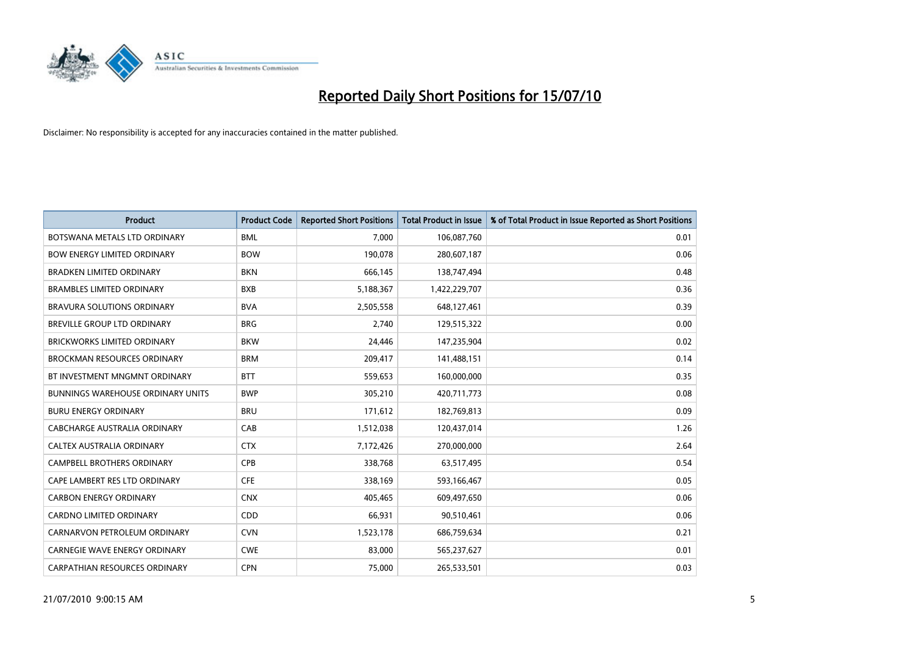# Reported Daily Short Positions for 15/07/10

Disclaimer: No responsibility is accepted for any inaccuracies contained in the matter published.

| Product | Product Code | Reported Short Positions | Total Product in Issue | % of Total Product in Issue Reported as Short Positions |
|---|---|---|---|---|
| BOTSWANA METALS LTD ORDINARY | BML | 7,000 | 106,087,760 | 0.01 |
| BOW ENERGY LIMITED ORDINARY | BOW | 190,078 | 280,607,187 | 0.06 |
| BRADKEN LIMITED ORDINARY | BKN | 666,145 | 138,747,494 | 0.48 |
| BRAMBLES LIMITED ORDINARY | BXB | 5,188,367 | 1,422,229,707 | 0.36 |
| BRAVURA SOLUTIONS ORDINARY | BVA | 2,505,558 | 648,127,461 | 0.39 |
| BREVILLE GROUP LTD ORDINARY | BRG | 2,740 | 129,515,322 | 0.00 |
| BRICKWORKS LIMITED ORDINARY | BKW | 24,446 | 147,235,904 | 0.02 |
| BROCKMAN RESOURCES ORDINARY | BRM | 209,417 | 141,488,151 | 0.14 |
| BT INVESTMENT MNGMNT ORDINARY | BTT | 559,653 | 160,000,000 | 0.35 |
| BUNNINGS WAREHOUSE ORDINARY UNITS | BWP | 305,210 | 420,711,773 | 0.08 |
| BURU ENERGY ORDINARY | BRU | 171,612 | 182,769,813 | 0.09 |
| CABCHARGE AUSTRALIA ORDINARY | CAB | 1,512,038 | 120,437,014 | 1.26 |
| CALTEX AUSTRALIA ORDINARY | CTX | 7,172,426 | 270,000,000 | 2.64 |
| CAMPBELL BROTHERS ORDINARY | CPB | 338,768 | 63,517,495 | 0.54 |
| CAPE LAMBERT RES LTD ORDINARY | CFE | 338,169 | 593,166,467 | 0.05 |
| CARBON ENERGY ORDINARY | CNX | 405,465 | 609,497,650 | 0.06 |
| CARDNO LIMITED ORDINARY | CDD | 66,931 | 90,510,461 | 0.06 |
| CARNARVON PETROLEUM ORDINARY | CVN | 1,523,178 | 686,759,634 | 0.21 |
| CARNEGIE WAVE ENERGY ORDINARY | CWE | 83,000 | 565,237,627 | 0.01 |
| CARPATHIAN RESOURCES ORDINARY | CPN | 75,000 | 265,533,501 | 0.03 |

21/07/2010 9:00:15 AM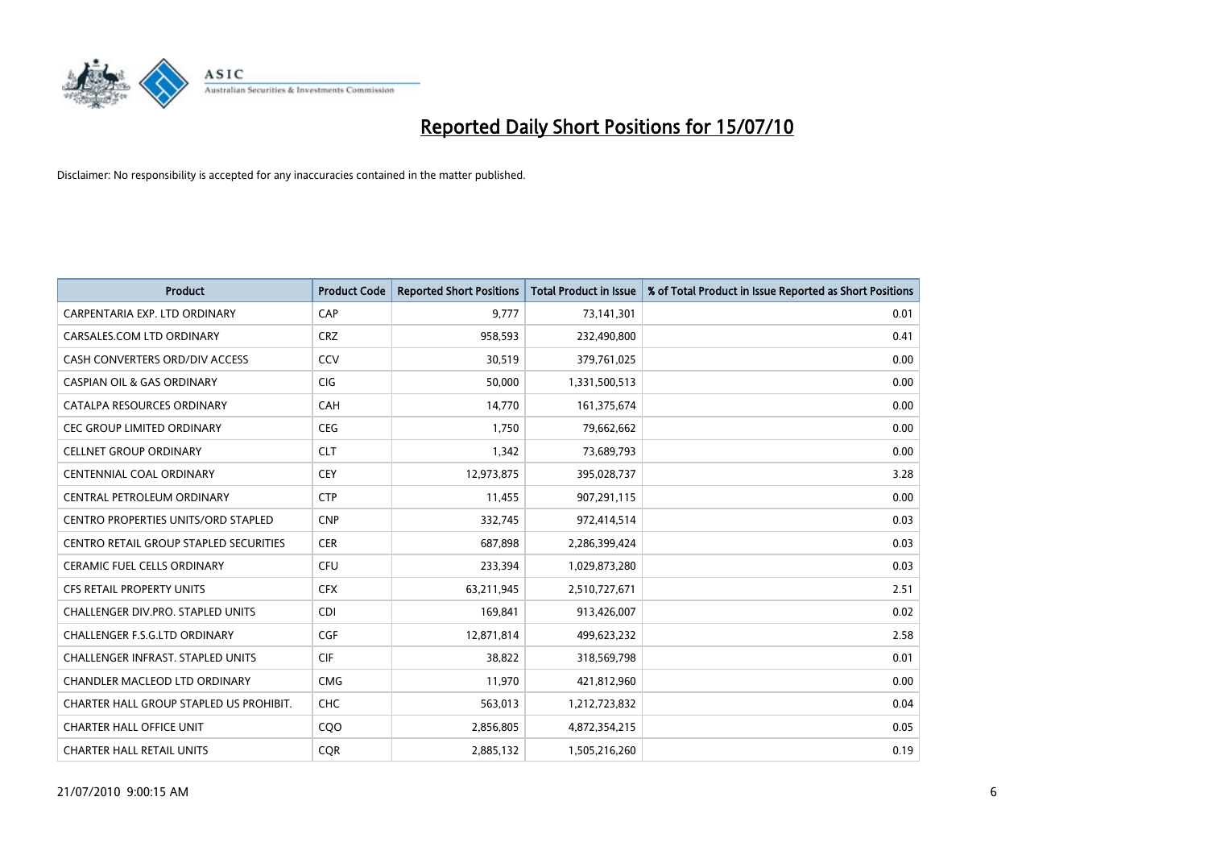# Reported Daily Short Positions for 15/07/10

Disclaimer: No responsibility is accepted for any inaccuracies contained in the matter published.

| Product | Product Code | Reported Short Positions | Total Product in Issue | % of Total Product in Issue Reported as Short Positions |
|---|---|---|---|---|
| CARPENTARIA EXP. LTD ORDINARY | CAP | 9,777 | 73,141,301 | 0.01 |
| CARSALES.COM LTD ORDINARY | CRZ | 958,593 | 232,490,800 | 0.41 |
| CASH CONVERTERS ORD/DIV ACCESS | CCV | 30,519 | 379,761,025 | 0.00 |
| CASPIAN OIL & GAS ORDINARY | CIG | 50,000 | 1,331,500,513 | 0.00 |
| CATALPA RESOURCES ORDINARY | CAH | 14,770 | 161,375,674 | 0.00 |
| CEC GROUP LIMITED ORDINARY | CEG | 1,750 | 79,662,662 | 0.00 |
| CELLNET GROUP ORDINARY | CLT | 1,342 | 73,689,793 | 0.00 |
| CENTENNIAL COAL ORDINARY | CEY | 12,973,875 | 395,028,737 | 3.28 |
| CENTRAL PETROLEUM ORDINARY | CTP | 11,455 | 907,291,115 | 0.00 |
| CENTRO PROPERTIES UNITS/ORD STAPLED | CNP | 332,745 | 972,414,514 | 0.03 |
| CENTRO RETAIL GROUP STAPLED SECURITIES | CER | 687,898 | 2,286,399,424 | 0.03 |
| CERAMIC FUEL CELLS ORDINARY | CFU | 233,394 | 1,029,873,280 | 0.03 |
| CFS RETAIL PROPERTY UNITS | CFX | 63,211,945 | 2,510,727,671 | 2.51 |
| CHALLENGER DIV.PRO. STAPLED UNITS | CDI | 169,841 | 913,426,007 | 0.02 |
| CHALLENGER F.S.G.LTD ORDINARY | CGF | 12,871,814 | 499,623,232 | 2.58 |
| CHALLENGER INFRAST. STAPLED UNITS | CIF | 38,822 | 318,569,798 | 0.01 |
| CHANDLER MACLEOD LTD ORDINARY | CMG | 11,970 | 421,812,960 | 0.00 |
| CHARTER HALL GROUP STAPLED US PROHIBIT. | CHC | 563,013 | 1,212,723,832 | 0.04 |
| CHARTER HALL OFFICE UNIT | CQO | 2,856,805 | 4,872,354,215 | 0.05 |
| CHARTER HALL RETAIL UNITS | CQR | 2,885,132 | 1,505,216,260 | 0.19 |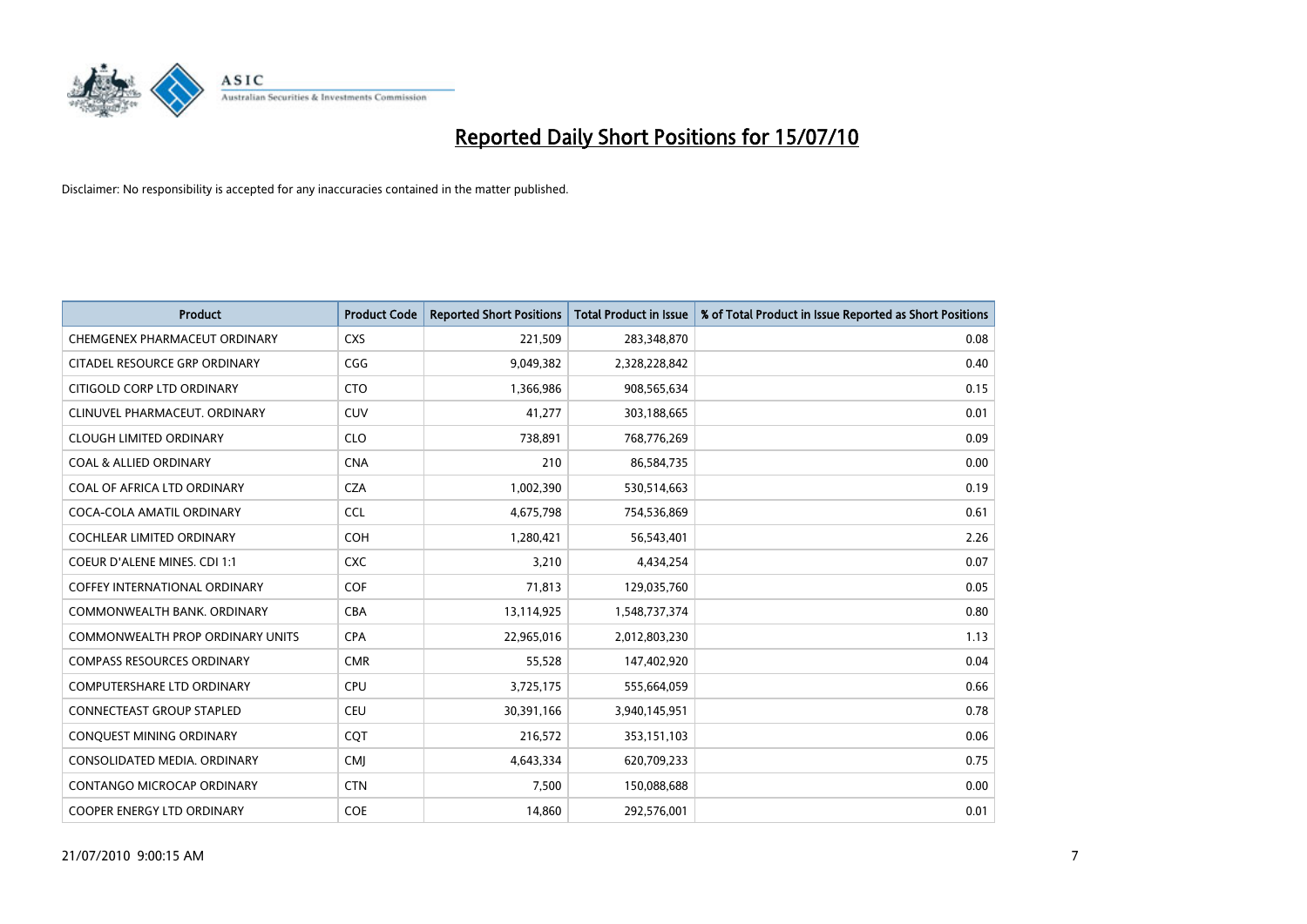# Reported Daily Short Positions for 15/07/10

Disclaimer: No responsibility is accepted for any inaccuracies contained in the matter published.

| Product | Product Code | Reported Short Positions | Total Product in Issue | % of Total Product in Issue Reported as Short Positions |
|---|---|---|---|---|
| CHEMGENEX PHARMACEUT ORDINARY | CXS | 221,509 | 283,348,870 | 0.08 |
| CITADEL RESOURCE GRP ORDINARY | CGG | 9,049,382 | 2,328,228,842 | 0.40 |
| CITIGOLD CORP LTD ORDINARY | CTO | 1,366,986 | 908,565,634 | 0.15 |
| CLINUVEL PHARMACEUT. ORDINARY | CUV | 41,277 | 303,188,665 | 0.01 |
| CLOUGH LIMITED ORDINARY | CLO | 738,891 | 768,776,269 | 0.09 |
| COAL & ALLIED ORDINARY | CNA | 210 | 86,584,735 | 0.00 |
| COAL OF AFRICA LTD ORDINARY | CZA | 1,002,390 | 530,514,663 | 0.19 |
| COCA-COLA AMATIL ORDINARY | CCL | 4,675,798 | 754,536,869 | 0.61 |
| COCHLEAR LIMITED ORDINARY | COH | 1,280,421 | 56,543,401 | 2.26 |
| COEUR D'ALENE MINES. CDI 1:1 | CXC | 3,210 | 4,434,254 | 0.07 |
| COFFEY INTERNATIONAL ORDINARY | COF | 71,813 | 129,035,760 | 0.05 |
| COMMONWEALTH BANK. ORDINARY | CBA | 13,114,925 | 1,548,737,374 | 0.80 |
| COMMONWEALTH PROP ORDINARY UNITS | CPA | 22,965,016 | 2,012,803,230 | 1.13 |
| COMPASS RESOURCES ORDINARY | CMR | 55,528 | 147,402,920 | 0.04 |
| COMPUTERSHARE LTD ORDINARY | CPU | 3,725,175 | 555,664,059 | 0.66 |
| CONNECTEAST GROUP STAPLED | CEU | 30,391,166 | 3,940,145,951 | 0.78 |
| CONQUEST MINING ORDINARY | CQT | 216,572 | 353,151,103 | 0.06 |
| CONSOLIDATED MEDIA. ORDINARY | CMJ | 4,643,334 | 620,709,233 | 0.75 |
| CONTANGO MICROCAP ORDINARY | CTN | 7,500 | 150,088,688 | 0.00 |
| COOPER ENERGY LTD ORDINARY | COE | 14,860 | 292,576,001 | 0.01 |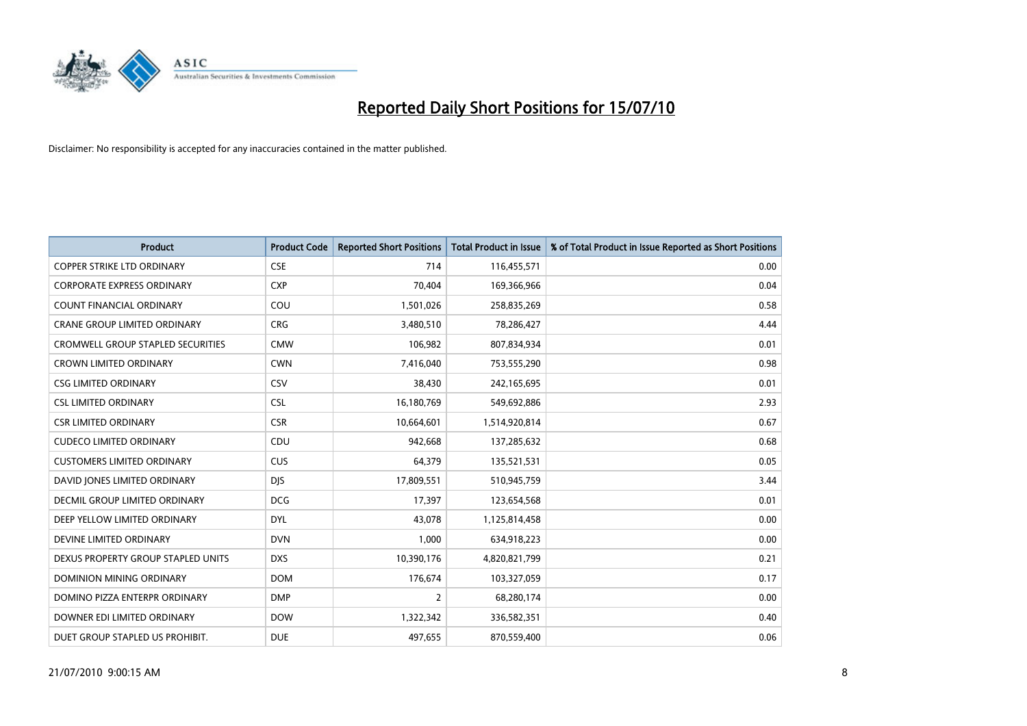# Reported Daily Short Positions for 15/07/10

Disclaimer: No responsibility is accepted for any inaccuracies contained in the matter published.

| Product | Product Code | Reported Short Positions | Total Product in Issue | % of Total Product in Issue Reported as Short Positions |
|---|---|---|---|---|
| COPPER STRIKE LTD ORDINARY | CSE | 714 | 116,455,571 | 0.00 |
| CORPORATE EXPRESS ORDINARY | CXP | 70,404 | 169,366,966 | 0.04 |
| COUNT FINANCIAL ORDINARY | COU | 1,501,026 | 258,835,269 | 0.58 |
| CRANE GROUP LIMITED ORDINARY | CRG | 3,480,510 | 78,286,427 | 4.44 |
| CROMWELL GROUP STAPLED SECURITIES | CMW | 106,982 | 807,834,934 | 0.01 |
| CROWN LIMITED ORDINARY | CWN | 7,416,040 | 753,555,290 | 0.98 |
| CSG LIMITED ORDINARY | CSV | 38,430 | 242,165,695 | 0.01 |
| CSL LIMITED ORDINARY | CSL | 16,180,769 | 549,692,886 | 2.93 |
| CSR LIMITED ORDINARY | CSR | 10,664,601 | 1,514,920,814 | 0.67 |
| CUDECO LIMITED ORDINARY | CDU | 942,668 | 137,285,632 | 0.68 |
| CUSTOMERS LIMITED ORDINARY | CUS | 64,379 | 135,521,531 | 0.05 |
| DAVID JONES LIMITED ORDINARY | DJS | 17,809,551 | 510,945,759 | 3.44 |
| DECMIL GROUP LIMITED ORDINARY | DCG | 17,397 | 123,654,568 | 0.01 |
| DEEP YELLOW LIMITED ORDINARY | DYL | 43,078 | 1,125,814,458 | 0.00 |
| DEVINE LIMITED ORDINARY | DVN | 1,000 | 634,918,223 | 0.00 |
| DEXUS PROPERTY GROUP STAPLED UNITS | DXS | 10,390,176 | 4,820,821,799 | 0.21 |
| DOMINION MINING ORDINARY | DOM | 176,674 | 103,327,059 | 0.17 |
| DOMINO PIZZA ENTERPR ORDINARY | DMP | 2 | 68,280,174 | 0.00 |
| DOWNER EDI LIMITED ORDINARY | DOW | 1,322,342 | 336,582,351 | 0.40 |
| DUET GROUP STAPLED US PROHIBIT. | DUE | 497,655 | 870,559,400 | 0.06 |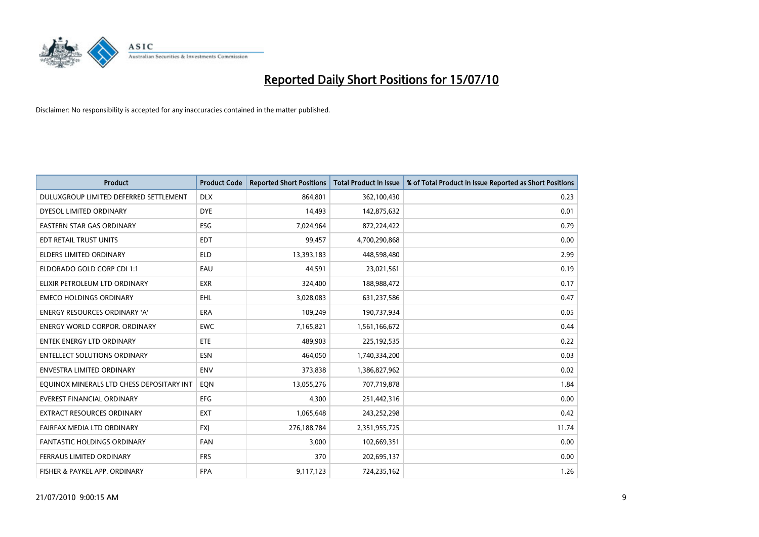# Reported Daily Short Positions for 15/07/10

Disclaimer: No responsibility is accepted for any inaccuracies contained in the matter published.

| Product | Product Code | Reported Short Positions | Total Product in Issue | % of Total Product in Issue Reported as Short Positions |
|---|---|---|---|---|
| DULUXGROUP LIMITED DEFERRED SETTLEMENT | DLX | 864,801 | 362,100,430 | 0.23 |
| DYESOL LIMITED ORDINARY | DYE | 14,493 | 142,875,632 | 0.01 |
| EASTERN STAR GAS ORDINARY | ESG | 7,024,964 | 872,224,422 | 0.79 |
| EDT RETAIL TRUST UNITS | EDT | 99,457 | 4,700,290,868 | 0.00 |
| ELDERS LIMITED ORDINARY | ELD | 13,393,183 | 448,598,480 | 2.99 |
| ELDORADO GOLD CORP CDI 1:1 | EAU | 44,591 | 23,021,561 | 0.19 |
| ELIXIR PETROLEUM LTD ORDINARY | EXR | 324,400 | 188,988,472 | 0.17 |
| EMECO HOLDINGS ORDINARY | EHL | 3,028,083 | 631,237,586 | 0.47 |
| ENERGY RESOURCES ORDINARY 'A' | ERA | 109,249 | 190,737,934 | 0.05 |
| ENERGY WORLD CORPOR. ORDINARY | EWC | 7,165,821 | 1,561,166,672 | 0.44 |
| ENTEK ENERGY LTD ORDINARY | ETE | 489,903 | 225,192,535 | 0.22 |
| ENTELLECT SOLUTIONS ORDINARY | ESN | 464,050 | 1,740,334,200 | 0.03 |
| ENVESTRA LIMITED ORDINARY | ENV | 373,838 | 1,386,827,962 | 0.02 |
| EQUINOX MINERALS LTD CHESS DEPOSITARY INT | EQN | 13,055,276 | 707,719,878 | 1.84 |
| EVEREST FINANCIAL ORDINARY | EFG | 4,300 | 251,442,316 | 0.00 |
| EXTRACT RESOURCES ORDINARY | EXT | 1,065,648 | 243,252,298 | 0.42 |
| FAIRFAX MEDIA LTD ORDINARY | FXJ | 276,188,784 | 2,351,955,725 | 11.74 |
| FANTASTIC HOLDINGS ORDINARY | FAN | 3,000 | 102,669,351 | 0.00 |
| FERRAUS LIMITED ORDINARY | FRS | 370 | 202,695,137 | 0.00 |
| FISHER & PAYKEL APP. ORDINARY | FPA | 9,117,123 | 724,235,162 | 1.26 |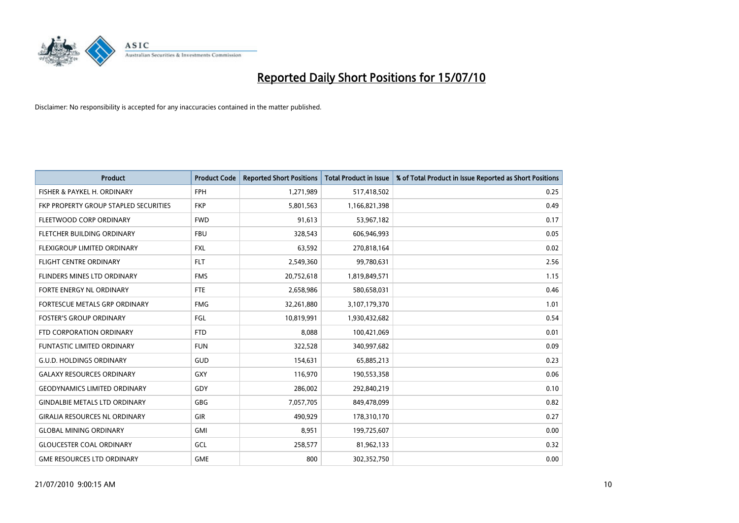# Reported Daily Short Positions for 15/07/10

Disclaimer: No responsibility is accepted for any inaccuracies contained in the matter published.

| Product | Product Code | Reported Short Positions | Total Product in Issue | % of Total Product in Issue Reported as Short Positions |
|---|---|---|---|---|
| FISHER & PAYKEL H. ORDINARY | FPH | 1,271,989 | 517,418,502 | 0.25 |
| FKP PROPERTY GROUP STAPLED SECURITIES | FKP | 5,801,563 | 1,166,821,398 | 0.49 |
| FLEETWOOD CORP ORDINARY | FWD | 91,613 | 53,967,182 | 0.17 |
| FLETCHER BUILDING ORDINARY | FBU | 328,543 | 606,946,993 | 0.05 |
| FLEXIGROUP LIMITED ORDINARY | FXL | 63,592 | 270,818,164 | 0.02 |
| FLIGHT CENTRE ORDINARY | FLT | 2,549,360 | 99,780,631 | 2.56 |
| FLINDERS MINES LTD ORDINARY | FMS | 20,752,618 | 1,819,849,571 | 1.15 |
| FORTE ENERGY NL ORDINARY | FTE | 2,658,986 | 580,658,031 | 0.46 |
| FORTESCUE METALS GRP ORDINARY | FMG | 32,261,880 | 3,107,179,370 | 1.01 |
| FOSTER'S GROUP ORDINARY | FGL | 10,819,991 | 1,930,432,682 | 0.54 |
| FTD CORPORATION ORDINARY | FTD | 8,088 | 100,421,069 | 0.01 |
| FUNTASTIC LIMITED ORDINARY | FUN | 322,528 | 340,997,682 | 0.09 |
| G.U.D. HOLDINGS ORDINARY | GUD | 154,631 | 65,885,213 | 0.23 |
| GALAXY RESOURCES ORDINARY | GXY | 116,970 | 190,553,358 | 0.06 |
| GEODYNAMICS LIMITED ORDINARY | GDY | 286,002 | 292,840,219 | 0.10 |
| GINDALBIE METALS LTD ORDINARY | GBG | 7,057,705 | 849,478,099 | 0.82 |
| GIRALIA RESOURCES NL ORDINARY | GIR | 490,929 | 178,310,170 | 0.27 |
| GLOBAL MINING ORDINARY | GMI | 8,951 | 199,725,607 | 0.00 |
| GLOUCESTER COAL ORDINARY | GCL | 258,577 | 81,962,133 | 0.32 |
| GME RESOURCES LTD ORDINARY | GME | 800 | 302,352,750 | 0.00 |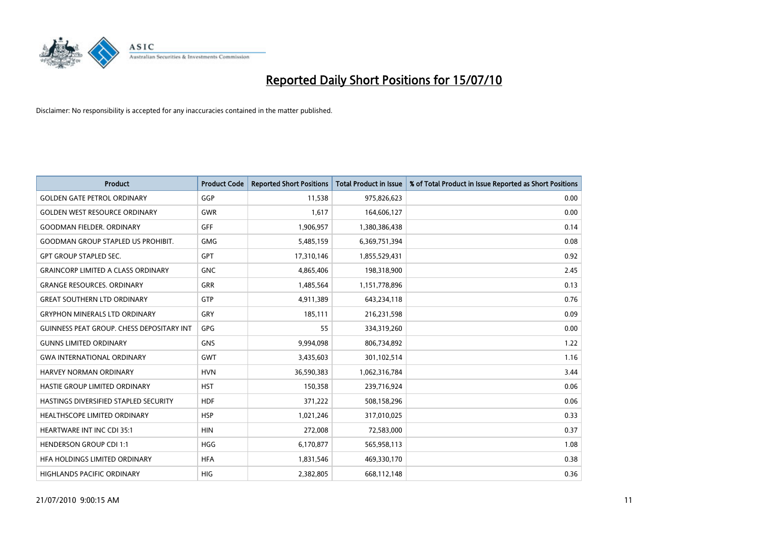# Reported Daily Short Positions for 15/07/10

Disclaimer: No responsibility is accepted for any inaccuracies contained in the matter published.

| Product | Product Code | Reported Short Positions | Total Product in Issue | % of Total Product in Issue Reported as Short Positions |
|---|---|---|---|---|
| GOLDEN GATE PETROL ORDINARY | GGP | 11,538 | 975,826,623 | 0.00 |
| GOLDEN WEST RESOURCE ORDINARY | GWR | 1,617 | 164,606,127 | 0.00 |
| GOODMAN FIELDER. ORDINARY | GFF | 1,906,957 | 1,380,386,438 | 0.14 |
| GOODMAN GROUP STAPLED US PROHIBIT. | GMG | 5,485,159 | 6,369,751,394 | 0.08 |
| GPT GROUP STAPLED SEC. | GPT | 17,310,146 | 1,855,529,431 | 0.92 |
| GRAINCORP LIMITED A CLASS ORDINARY | GNC | 4,865,406 | 198,318,900 | 2.45 |
| GRANGE RESOURCES. ORDINARY | GRR | 1,485,564 | 1,151,778,896 | 0.13 |
| GREAT SOUTHERN LTD ORDINARY | GTP | 4,911,389 | 643,234,118 | 0.76 |
| GRYPHON MINERALS LTD ORDINARY | GRY | 185,111 | 216,231,598 | 0.09 |
| GUINNESS PEAT GROUP. CHESS DEPOSITARY INT | GPG | 55 | 334,319,260 | 0.00 |
| GUNNS LIMITED ORDINARY | GNS | 9,994,098 | 806,734,892 | 1.22 |
| GWA INTERNATIONAL ORDINARY | GWT | 3,435,603 | 301,102,514 | 1.16 |
| HARVEY NORMAN ORDINARY | HVN | 36,590,383 | 1,062,316,784 | 3.44 |
| HASTIE GROUP LIMITED ORDINARY | HST | 150,358 | 239,716,924 | 0.06 |
| HASTINGS DIVERSIFIED STAPLED SECURITY | HDF | 371,222 | 508,158,296 | 0.06 |
| HEALTHSCOPE LIMITED ORDINARY | HSP | 1,021,246 | 317,010,025 | 0.33 |
| HEARTWARE INT INC CDI 35:1 | HIN | 272,008 | 72,583,000 | 0.37 |
| HENDERSON GROUP CDI 1:1 | HGG | 6,170,877 | 565,958,113 | 1.08 |
| HFA HOLDINGS LIMITED ORDINARY | HFA | 1,831,546 | 469,330,170 | 0.38 |
| HIGHLANDS PACIFIC ORDINARY | HIG | 2,382,805 | 668,112,148 | 0.36 |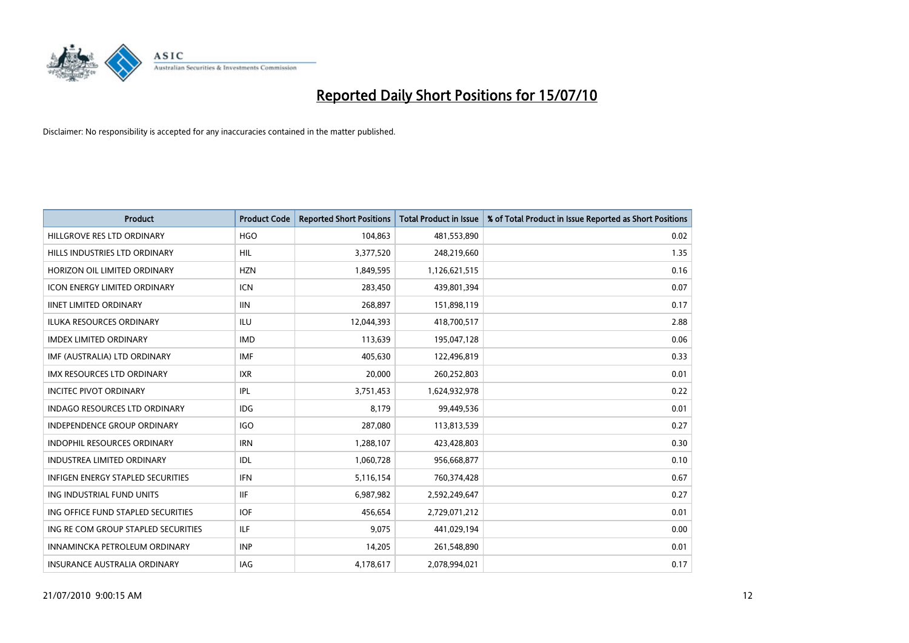# Reported Daily Short Positions for 15/07/10

Disclaimer: No responsibility is accepted for any inaccuracies contained in the matter published.

| Product | Product Code | Reported Short Positions | Total Product in Issue | % of Total Product in Issue Reported as Short Positions |
|---|---|---|---|---|
| HILLGROVE RES LTD ORDINARY | HGO | 104,863 | 481,553,890 | 0.02 |
| HILLS INDUSTRIES LTD ORDINARY | HIL | 3,377,520 | 248,219,660 | 1.35 |
| HORIZON OIL LIMITED ORDINARY | HZN | 1,849,595 | 1,126,621,515 | 0.16 |
| ICON ENERGY LIMITED ORDINARY | ICN | 283,450 | 439,801,394 | 0.07 |
| IINET LIMITED ORDINARY | IIN | 268,897 | 151,898,119 | 0.17 |
| ILUKA RESOURCES ORDINARY | ILU | 12,044,393 | 418,700,517 | 2.88 |
| IMDEX LIMITED ORDINARY | IMD | 113,639 | 195,047,128 | 0.06 |
| IMF (AUSTRALIA) LTD ORDINARY | IMF | 405,630 | 122,496,819 | 0.33 |
| IMX RESOURCES LTD ORDINARY | IXR | 20,000 | 260,252,803 | 0.01 |
| INCITEC PIVOT ORDINARY | IPL | 3,751,453 | 1,624,932,978 | 0.22 |
| INDAGO RESOURCES LTD ORDINARY | IDG | 8,179 | 99,449,536 | 0.01 |
| INDEPENDENCE GROUP ORDINARY | IGO | 287,080 | 113,813,539 | 0.27 |
| INDOPHIL RESOURCES ORDINARY | IRN | 1,288,107 | 423,428,803 | 0.30 |
| INDUSTREA LIMITED ORDINARY | IDL | 1,060,728 | 956,668,877 | 0.10 |
| INFIGEN ENERGY STAPLED SECURITIES | IFN | 5,116,154 | 760,374,428 | 0.67 |
| ING INDUSTRIAL FUND UNITS | IIF | 6,987,982 | 2,592,249,647 | 0.27 |
| ING OFFICE FUND STAPLED SECURITIES | IOF | 456,654 | 2,729,071,212 | 0.01 |
| ING RE COM GROUP STAPLED SECURITIES | ILF | 9,075 | 441,029,194 | 0.00 |
| INNAMINCKA PETROLEUM ORDINARY | INP | 14,205 | 261,548,890 | 0.01 |
| INSURANCE AUSTRALIA ORDINARY | IAG | 4,178,617 | 2,078,994,021 | 0.17 |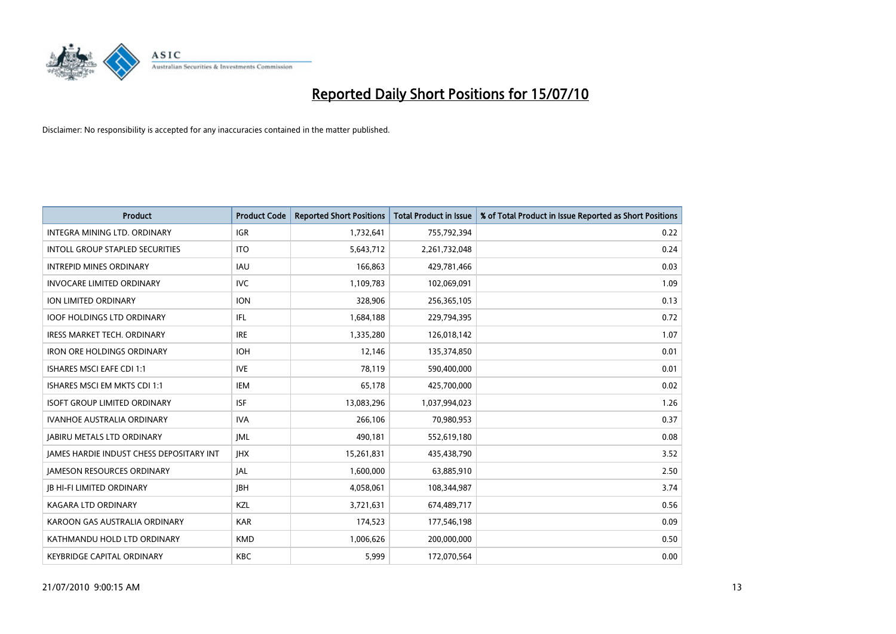# Reported Daily Short Positions for 15/07/10

Disclaimer: No responsibility is accepted for any inaccuracies contained in the matter published.

| Product | Product Code | Reported Short Positions | Total Product in Issue | % of Total Product in Issue Reported as Short Positions |
|---|---|---|---|---|
| INTEGRA MINING LTD. ORDINARY | IGR | 1,732,641 | 755,792,394 | 0.22 |
| INTOLL GROUP STAPLED SECURITIES | ITO | 5,643,712 | 2,261,732,048 | 0.24 |
| INTREPID MINES ORDINARY | IAU | 166,863 | 429,781,466 | 0.03 |
| INVOCARE LIMITED ORDINARY | IVC | 1,109,783 | 102,069,091 | 1.09 |
| ION LIMITED ORDINARY | ION | 328,906 | 256,365,105 | 0.13 |
| IOOF HOLDINGS LTD ORDINARY | IFL | 1,684,188 | 229,794,395 | 0.72 |
| IRESS MARKET TECH. ORDINARY | IRE | 1,335,280 | 126,018,142 | 1.07 |
| IRON ORE HOLDINGS ORDINARY | IOH | 12,146 | 135,374,850 | 0.01 |
| ISHARES MSCI EAFE CDI 1:1 | IVE | 78,119 | 590,400,000 | 0.01 |
| ISHARES MSCI EM MKTS CDI 1:1 | IEM | 65,178 | 425,700,000 | 0.02 |
| ISOFT GROUP LIMITED ORDINARY | ISF | 13,083,296 | 1,037,994,023 | 1.26 |
| IVANHOE AUSTRALIA ORDINARY | IVA | 266,106 | 70,980,953 | 0.37 |
| JABIRU METALS LTD ORDINARY | JML | 490,181 | 552,619,180 | 0.08 |
| JAMES HARDIE INDUST CHESS DEPOSITARY INT | JHX | 15,261,831 | 435,438,790 | 3.52 |
| JAMESON RESOURCES ORDINARY | JAL | 1,600,000 | 63,885,910 | 2.50 |
| JB HI-FI LIMITED ORDINARY | JBH | 4,058,061 | 108,344,987 | 3.74 |
| KAGARA LTD ORDINARY | KZL | 3,721,631 | 674,489,717 | 0.56 |
| KAROON GAS AUSTRALIA ORDINARY | KAR | 174,523 | 177,546,198 | 0.09 |
| KATHMANDU HOLD LTD ORDINARY | KMD | 1,006,626 | 200,000,000 | 0.50 |
| KEYBRIDGE CAPITAL ORDINARY | KBC | 5,999 | 172,070,564 | 0.00 |

21/07/2010 9:00:15 AM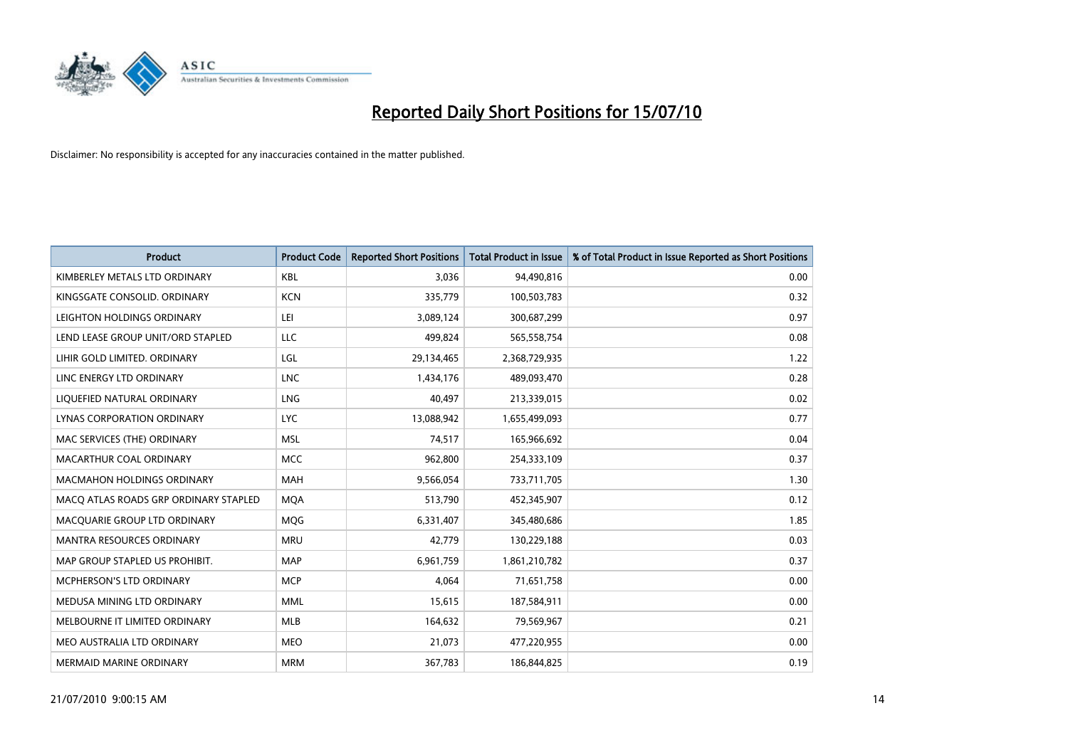# Reported Daily Short Positions for 15/07/10

Disclaimer: No responsibility is accepted for any inaccuracies contained in the matter published.

| Product | Product Code | Reported Short Positions | Total Product in Issue | % of Total Product in Issue Reported as Short Positions |
|---|---|---|---|---|
| KIMBERLEY METALS LTD ORDINARY | KBL | 3,036 | 94,490,816 | 0.00 |
| KINGSGATE CONSOLID. ORDINARY | KCN | 335,779 | 100,503,783 | 0.32 |
| LEIGHTON HOLDINGS ORDINARY | LEI | 3,089,124 | 300,687,299 | 0.97 |
| LEND LEASE GROUP UNIT/ORD STAPLED | LLC | 499,824 | 565,558,754 | 0.08 |
| LIHIR GOLD LIMITED. ORDINARY | LGL | 29,134,465 | 2,368,729,935 | 1.22 |
| LINC ENERGY LTD ORDINARY | LNC | 1,434,176 | 489,093,470 | 0.28 |
| LIQUEFIED NATURAL ORDINARY | LNG | 40,497 | 213,339,015 | 0.02 |
| LYNAS CORPORATION ORDINARY | LYC | 13,088,942 | 1,655,499,093 | 0.77 |
| MAC SERVICES (THE) ORDINARY | MSL | 74,517 | 165,966,692 | 0.04 |
| MACARTHUR COAL ORDINARY | MCC | 962,800 | 254,333,109 | 0.37 |
| MACMAHON HOLDINGS ORDINARY | MAH | 9,566,054 | 733,711,705 | 1.30 |
| MACQ ATLAS ROADS GRP ORDINARY STAPLED | MQA | 513,790 | 452,345,907 | 0.12 |
| MACQUARIE GROUP LTD ORDINARY | MQG | 6,331,407 | 345,480,686 | 1.85 |
| MANTRA RESOURCES ORDINARY | MRU | 42,779 | 130,229,188 | 0.03 |
| MAP GROUP STAPLED US PROHIBIT. | MAP | 6,961,759 | 1,861,210,782 | 0.37 |
| MCPHERSON'S LTD ORDINARY | MCP | 4,064 | 71,651,758 | 0.00 |
| MEDUSA MINING LTD ORDINARY | MML | 15,615 | 187,584,911 | 0.00 |
| MELBOURNE IT LIMITED ORDINARY | MLB | 164,632 | 79,569,967 | 0.21 |
| MEO AUSTRALIA LTD ORDINARY | MEO | 21,073 | 477,220,955 | 0.00 |
| MERMAID MARINE ORDINARY | MRM | 367,783 | 186,844,825 | 0.19 |

21/07/2010 9:00:15 AM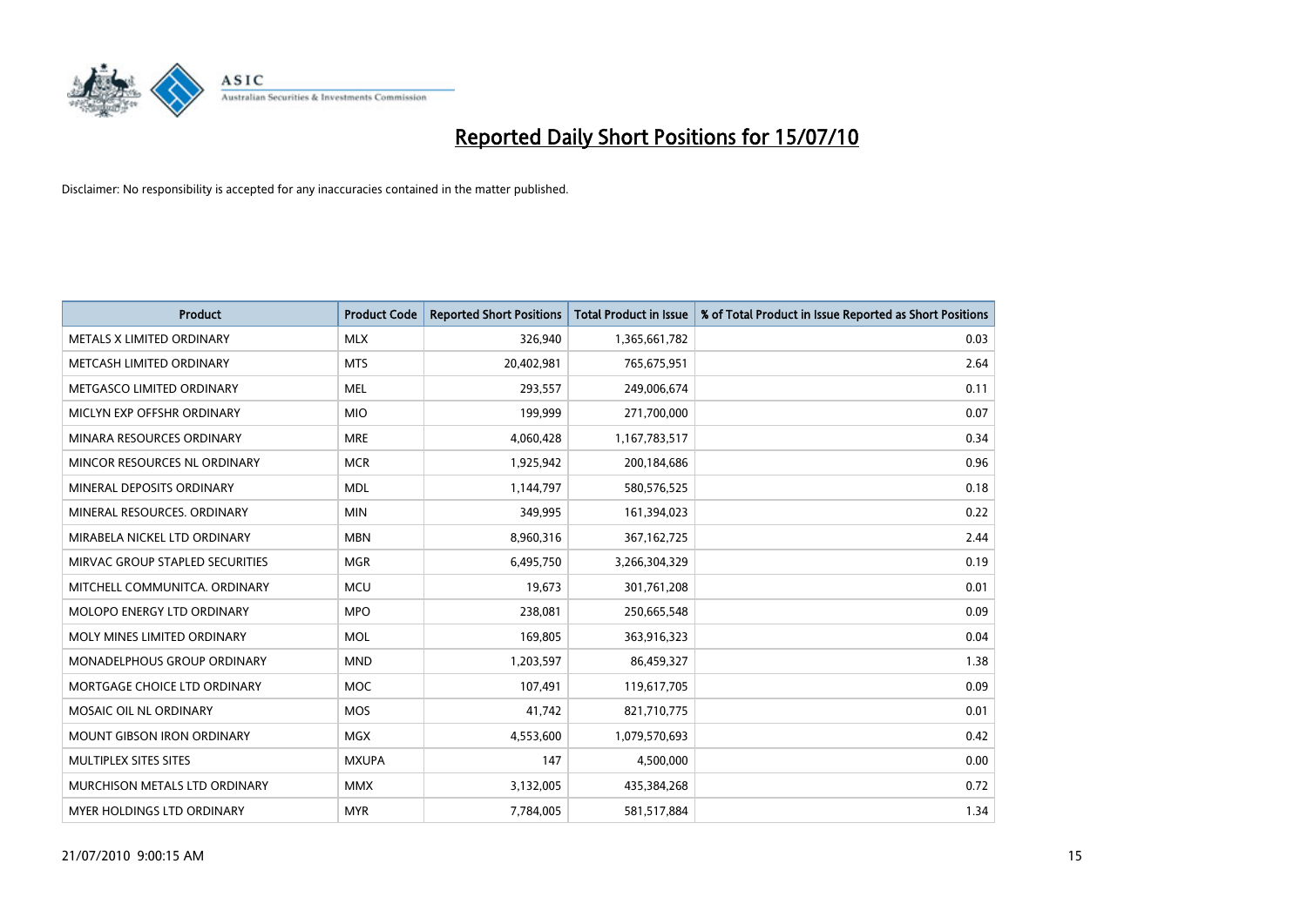# Reported Daily Short Positions for 15/07/10

Disclaimer: No responsibility is accepted for any inaccuracies contained in the matter published.

| Product | Product Code | Reported Short Positions | Total Product in Issue | % of Total Product in Issue Reported as Short Positions |
|---|---|---|---|---|
| METALS X LIMITED ORDINARY | MLX | 326,940 | 1,365,661,782 | 0.03 |
| METCASH LIMITED ORDINARY | MTS | 20,402,981 | 765,675,951 | 2.64 |
| METGASCO LIMITED ORDINARY | MEL | 293,557 | 249,006,674 | 0.11 |
| MICLYN EXP OFFSHR ORDINARY | MIO | 199,999 | 271,700,000 | 0.07 |
| MINARA RESOURCES ORDINARY | MRE | 4,060,428 | 1,167,783,517 | 0.34 |
| MINCOR RESOURCES NL ORDINARY | MCR | 1,925,942 | 200,184,686 | 0.96 |
| MINERAL DEPOSITS ORDINARY | MDL | 1,144,797 | 580,576,525 | 0.18 |
| MINERAL RESOURCES. ORDINARY | MIN | 349,995 | 161,394,023 | 0.22 |
| MIRABELA NICKEL LTD ORDINARY | MBN | 8,960,316 | 367,162,725 | 2.44 |
| MIRVAC GROUP STAPLED SECURITIES | MGR | 6,495,750 | 3,266,304,329 | 0.19 |
| MITCHELL COMMUNITCA. ORDINARY | MCU | 19,673 | 301,761,208 | 0.01 |
| MOLOPO ENERGY LTD ORDINARY | MPO | 238,081 | 250,665,548 | 0.09 |
| MOLY MINES LIMITED ORDINARY | MOL | 169,805 | 363,916,323 | 0.04 |
| MONADELPHOUS GROUP ORDINARY | MND | 1,203,597 | 86,459,327 | 1.38 |
| MORTGAGE CHOICE LTD ORDINARY | MOC | 107,491 | 119,617,705 | 0.09 |
| MOSAIC OIL NL ORDINARY | MOS | 41,742 | 821,710,775 | 0.01 |
| MOUNT GIBSON IRON ORDINARY | MGX | 4,553,600 | 1,079,570,693 | 0.42 |
| MULTIPLEX SITES SITES | MXUPA | 147 | 4,500,000 | 0.00 |
| MURCHISON METALS LTD ORDINARY | MMX | 3,132,005 | 435,384,268 | 0.72 |
| MYER HOLDINGS LTD ORDINARY | MYR | 7,784,005 | 581,517,884 | 1.34 |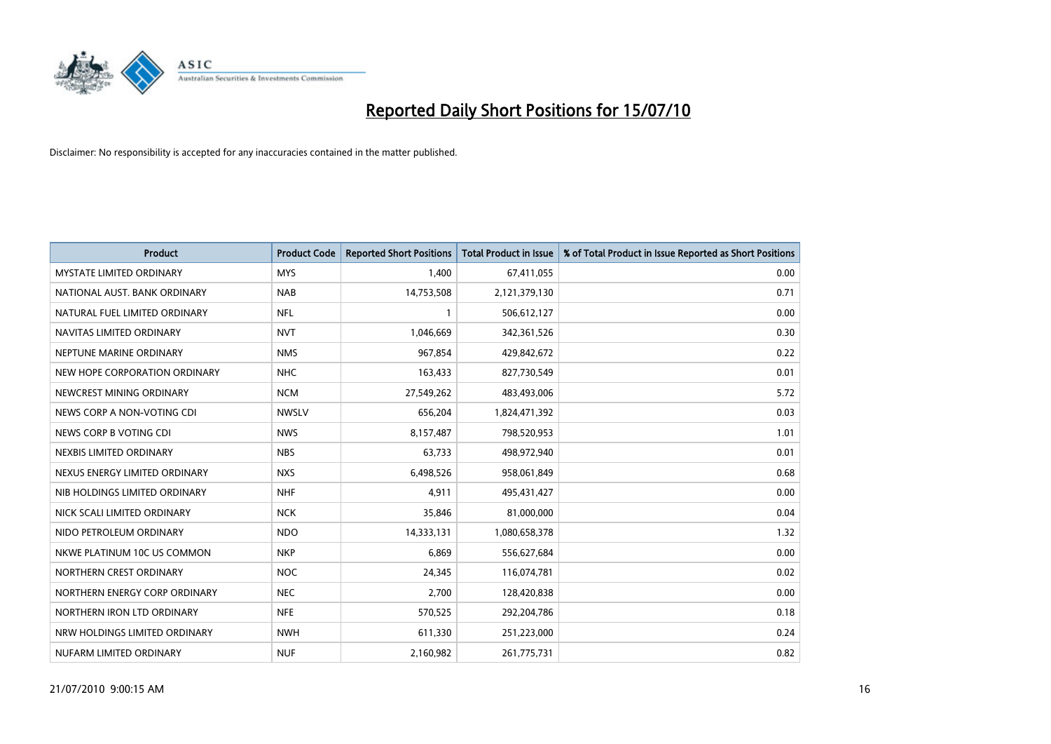# Reported Daily Short Positions for 15/07/10

Disclaimer: No responsibility is accepted for any inaccuracies contained in the matter published.

| Product | Product Code | Reported Short Positions | Total Product in Issue | % of Total Product in Issue Reported as Short Positions |
|---|---|---|---|---|
| MYSTATE LIMITED ORDINARY | MYS | 1,400 | 67,411,055 | 0.00 |
| NATIONAL AUST. BANK ORDINARY | NAB | 14,753,508 | 2,121,379,130 | 0.71 |
| NATURAL FUEL LIMITED ORDINARY | NFL | 1 | 506,612,127 | 0.00 |
| NAVITAS LIMITED ORDINARY | NVT | 1,046,669 | 342,361,526 | 0.30 |
| NEPTUNE MARINE ORDINARY | NMS | 967,854 | 429,842,672 | 0.22 |
| NEW HOPE CORPORATION ORDINARY | NHC | 163,433 | 827,730,549 | 0.01 |
| NEWCREST MINING ORDINARY | NCM | 27,549,262 | 483,493,006 | 5.72 |
| NEWS CORP A NON-VOTING CDI | NWSLV | 656,204 | 1,824,471,392 | 0.03 |
| NEWS CORP B VOTING CDI | NWS | 8,157,487 | 798,520,953 | 1.01 |
| NEXBIS LIMITED ORDINARY | NBS | 63,733 | 498,972,940 | 0.01 |
| NEXUS ENERGY LIMITED ORDINARY | NXS | 6,498,526 | 958,061,849 | 0.68 |
| NIB HOLDINGS LIMITED ORDINARY | NHF | 4,911 | 495,431,427 | 0.00 |
| NICK SCALI LIMITED ORDINARY | NCK | 35,846 | 81,000,000 | 0.04 |
| NIDO PETROLEUM ORDINARY | NDO | 14,333,131 | 1,080,658,378 | 1.32 |
| NKWE PLATINUM 10C US COMMON | NKP | 6,869 | 556,627,684 | 0.00 |
| NORTHERN CREST ORDINARY | NOC | 24,345 | 116,074,781 | 0.02 |
| NORTHERN ENERGY CORP ORDINARY | NEC | 2,700 | 128,420,838 | 0.00 |
| NORTHERN IRON LTD ORDINARY | NFE | 570,525 | 292,204,786 | 0.18 |
| NRW HOLDINGS LIMITED ORDINARY | NWH | 611,330 | 251,223,000 | 0.24 |
| NUFARM LIMITED ORDINARY | NUF | 2,160,982 | 261,775,731 | 0.82 |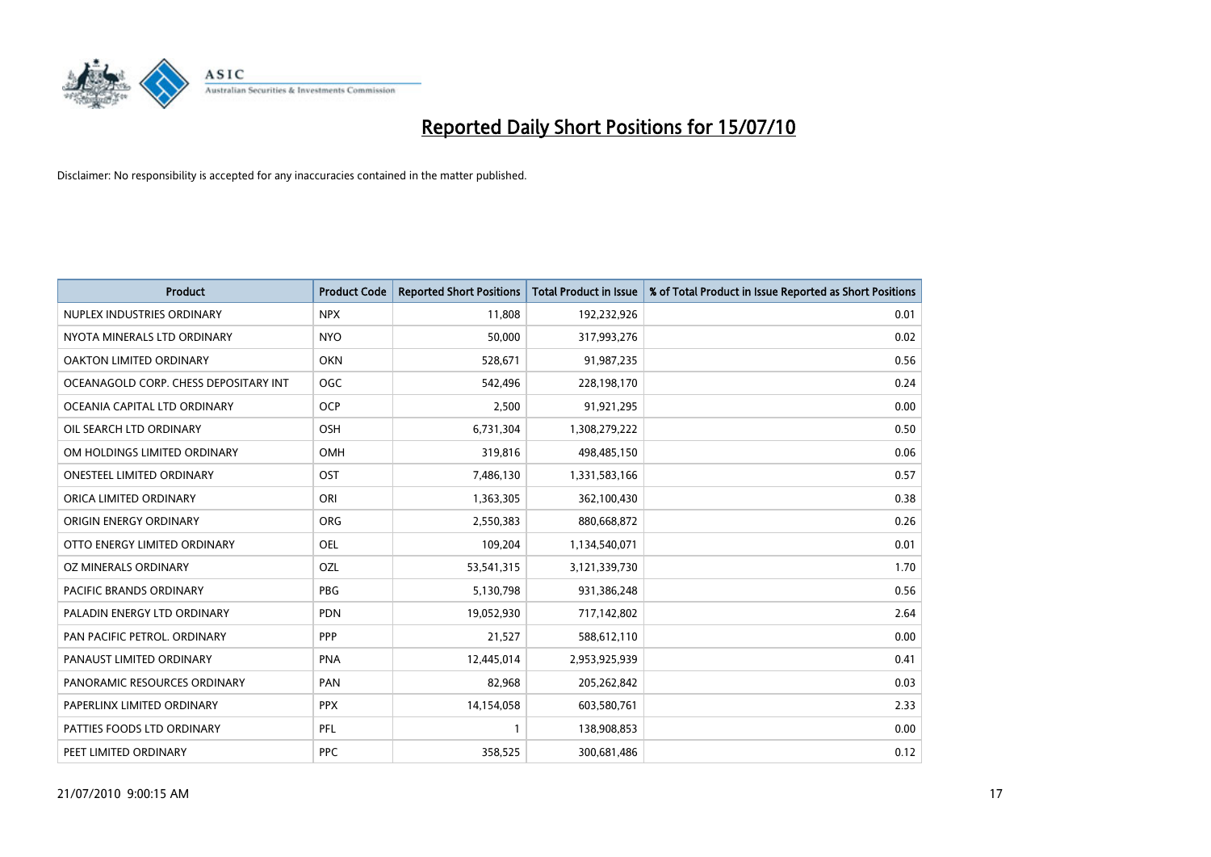# Reported Daily Short Positions for 15/07/10

Disclaimer: No responsibility is accepted for any inaccuracies contained in the matter published.

| Product | Product Code | Reported Short Positions | Total Product in Issue | % of Total Product in Issue Reported as Short Positions |
|---|---|---|---|---|
| NUPLEX INDUSTRIES ORDINARY | NPX | 11,808 | 192,232,926 | 0.01 |
| NYOTA MINERALS LTD ORDINARY | NYO | 50,000 | 317,993,276 | 0.02 |
| OAKTON LIMITED ORDINARY | OKN | 528,671 | 91,987,235 | 0.56 |
| OCEANAGOLD CORP. CHESS DEPOSITARY INT | OGC | 542,496 | 228,198,170 | 0.24 |
| OCEANIA CAPITAL LTD ORDINARY | OCP | 2,500 | 91,921,295 | 0.00 |
| OIL SEARCH LTD ORDINARY | OSH | 6,731,304 | 1,308,279,222 | 0.50 |
| OM HOLDINGS LIMITED ORDINARY | OMH | 319,816 | 498,485,150 | 0.06 |
| ONESTEEL LIMITED ORDINARY | OST | 7,486,130 | 1,331,583,166 | 0.57 |
| ORICA LIMITED ORDINARY | ORI | 1,363,305 | 362,100,430 | 0.38 |
| ORIGIN ENERGY ORDINARY | ORG | 2,550,383 | 880,668,872 | 0.26 |
| OTTO ENERGY LIMITED ORDINARY | OEL | 109,204 | 1,134,540,071 | 0.01 |
| OZ MINERALS ORDINARY | OZL | 53,541,315 | 3,121,339,730 | 1.70 |
| PACIFIC BRANDS ORDINARY | PBG | 5,130,798 | 931,386,248 | 0.56 |
| PALADIN ENERGY LTD ORDINARY | PDN | 19,052,930 | 717,142,802 | 2.64 |
| PAN PACIFIC PETROL. ORDINARY | PPP | 21,527 | 588,612,110 | 0.00 |
| PANAUST LIMITED ORDINARY | PNA | 12,445,014 | 2,953,925,939 | 0.41 |
| PANORAMIC RESOURCES ORDINARY | PAN | 82,968 | 205,262,842 | 0.03 |
| PAPERLINX LIMITED ORDINARY | PPX | 14,154,058 | 603,580,761 | 2.33 |
| PATTIES FOODS LTD ORDINARY | PFL | 1 | 138,908,853 | 0.00 |
| PEET LIMITED ORDINARY | PPC | 358,525 | 300,681,486 | 0.12 |

21/07/2010 9:00:15 AM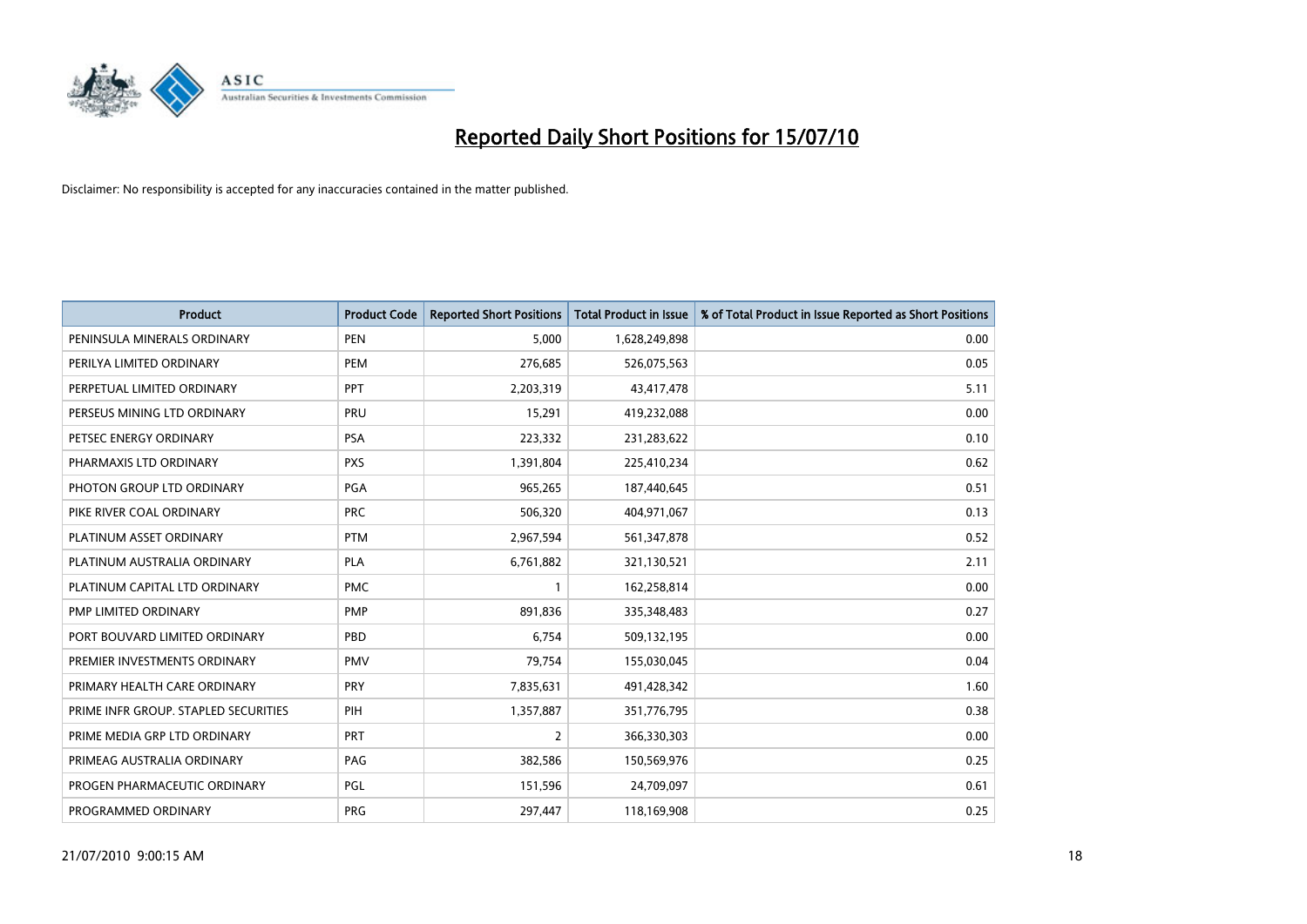# Reported Daily Short Positions for 15/07/10

Disclaimer: No responsibility is accepted for any inaccuracies contained in the matter published.

| Product | Product Code | Reported Short Positions | Total Product in Issue | % of Total Product in Issue Reported as Short Positions |
|---|---|---|---|---|
| PENINSULA MINERALS ORDINARY | PEN | 5,000 | 1,628,249,898 | 0.00 |
| PERILYA LIMITED ORDINARY | PEM | 276,685 | 526,075,563 | 0.05 |
| PERPETUAL LIMITED ORDINARY | PPT | 2,203,319 | 43,417,478 | 5.11 |
| PERSEUS MINING LTD ORDINARY | PRU | 15,291 | 419,232,088 | 0.00 |
| PETSEC ENERGY ORDINARY | PSA | 223,332 | 231,283,622 | 0.10 |
| PHARMAXIS LTD ORDINARY | PXS | 1,391,804 | 225,410,234 | 0.62 |
| PHOTON GROUP LTD ORDINARY | PGA | 965,265 | 187,440,645 | 0.51 |
| PIKE RIVER COAL ORDINARY | PRC | 506,320 | 404,971,067 | 0.13 |
| PLATINUM ASSET ORDINARY | PTM | 2,967,594 | 561,347,878 | 0.52 |
| PLATINUM AUSTRALIA ORDINARY | PLA | 6,761,882 | 321,130,521 | 2.11 |
| PLATINUM CAPITAL LTD ORDINARY | PMC | 1 | 162,258,814 | 0.00 |
| PMP LIMITED ORDINARY | PMP | 891,836 | 335,348,483 | 0.27 |
| PORT BOUVARD LIMITED ORDINARY | PBD | 6,754 | 509,132,195 | 0.00 |
| PREMIER INVESTMENTS ORDINARY | PMV | 79,754 | 155,030,045 | 0.04 |
| PRIMARY HEALTH CARE ORDINARY | PRY | 7,835,631 | 491,428,342 | 1.60 |
| PRIME INFR GROUP. STAPLED SECURITIES | PIH | 1,357,887 | 351,776,795 | 0.38 |
| PRIME MEDIA GRP LTD ORDINARY | PRT | 2 | 366,330,303 | 0.00 |
| PRIMEAG AUSTRALIA ORDINARY | PAG | 382,586 | 150,569,976 | 0.25 |
| PROGEN PHARMACEUTIC ORDINARY | PGL | 151,596 | 24,709,097 | 0.61 |
| PROGRAMMED ORDINARY | PRG | 297,447 | 118,169,908 | 0.25 |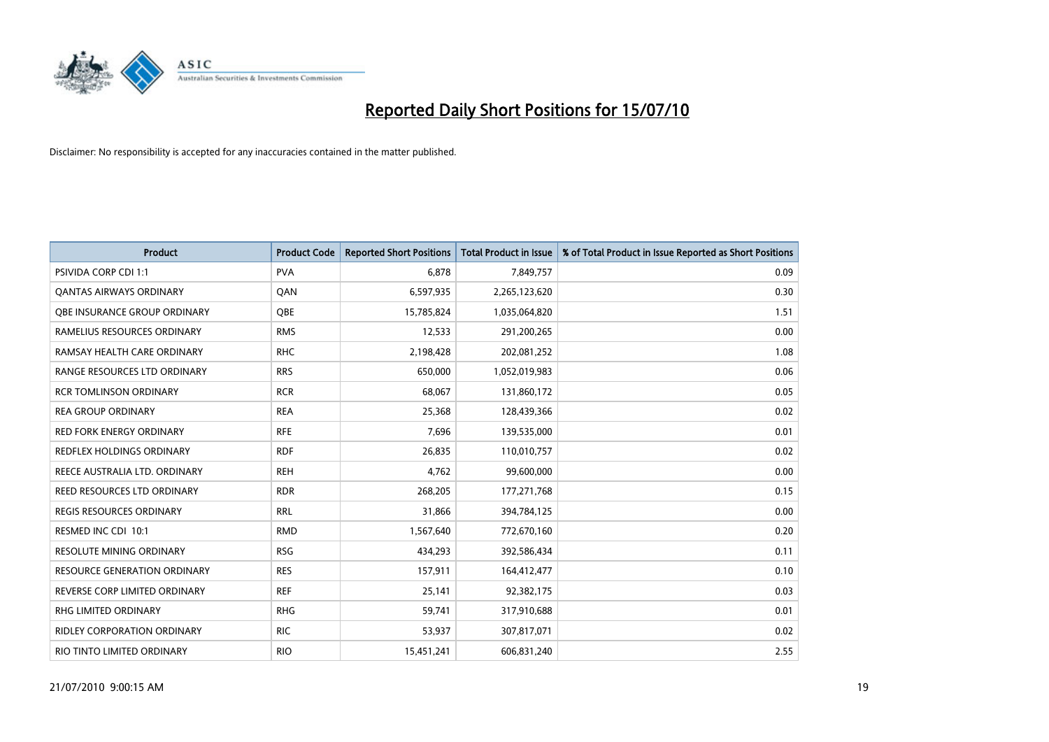# Reported Daily Short Positions for 15/07/10

Disclaimer: No responsibility is accepted for any inaccuracies contained in the matter published.

| Product | Product Code | Reported Short Positions | Total Product in Issue | % of Total Product in Issue Reported as Short Positions |
|---|---|---|---|---|
| PSIVIDA CORP CDI 1:1 | PVA | 6,878 | 7,849,757 | 0.09 |
| QANTAS AIRWAYS ORDINARY | QAN | 6,597,935 | 2,265,123,620 | 0.30 |
| QBE INSURANCE GROUP ORDINARY | QBE | 15,785,824 | 1,035,064,820 | 1.51 |
| RAMELIUS RESOURCES ORDINARY | RMS | 12,533 | 291,200,265 | 0.00 |
| RAMSAY HEALTH CARE ORDINARY | RHC | 2,198,428 | 202,081,252 | 1.08 |
| RANGE RESOURCES LTD ORDINARY | RRS | 650,000 | 1,052,019,983 | 0.06 |
| RCR TOMLINSON ORDINARY | RCR | 68,067 | 131,860,172 | 0.05 |
| REA GROUP ORDINARY | REA | 25,368 | 128,439,366 | 0.02 |
| RED FORK ENERGY ORDINARY | RFE | 7,696 | 139,535,000 | 0.01 |
| REDFLEX HOLDINGS ORDINARY | RDF | 26,835 | 110,010,757 | 0.02 |
| REECE AUSTRALIA LTD. ORDINARY | REH | 4,762 | 99,600,000 | 0.00 |
| REED RESOURCES LTD ORDINARY | RDR | 268,205 | 177,271,768 | 0.15 |
| REGIS RESOURCES ORDINARY | RRL | 31,866 | 394,784,125 | 0.00 |
| RESMED INC CDI 10:1 | RMD | 1,567,640 | 772,670,160 | 0.20 |
| RESOLUTE MINING ORDINARY | RSG | 434,293 | 392,586,434 | 0.11 |
| RESOURCE GENERATION ORDINARY | RES | 157,911 | 164,412,477 | 0.10 |
| REVERSE CORP LIMITED ORDINARY | REF | 25,141 | 92,382,175 | 0.03 |
| RHG LIMITED ORDINARY | RHG | 59,741 | 317,910,688 | 0.01 |
| RIDLEY CORPORATION ORDINARY | RIC | 53,937 | 307,817,071 | 0.02 |
| RIO TINTO LIMITED ORDINARY | RIO | 15,451,241 | 606,831,240 | 2.55 |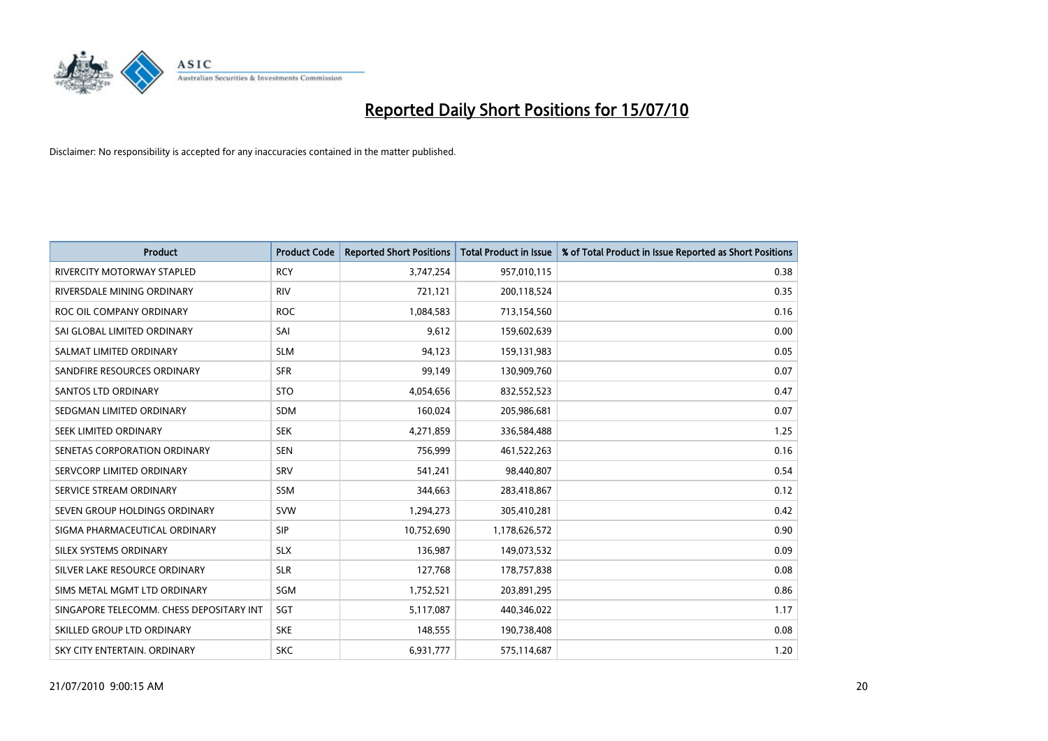# Reported Daily Short Positions for 15/07/10

Disclaimer: No responsibility is accepted for any inaccuracies contained in the matter published.

| Product | Product Code | Reported Short Positions | Total Product in Issue | % of Total Product in Issue Reported as Short Positions |
|---|---|---|---|---|
| RIVERCITY MOTORWAY STAPLED | RCY | 3,747,254 | 957,010,115 | 0.38 |
| RIVERSDALE MINING ORDINARY | RIV | 721,121 | 200,118,524 | 0.35 |
| ROC OIL COMPANY ORDINARY | ROC | 1,084,583 | 713,154,560 | 0.16 |
| SAI GLOBAL LIMITED ORDINARY | SAI | 9,612 | 159,602,639 | 0.00 |
| SALMAT LIMITED ORDINARY | SLM | 94,123 | 159,131,983 | 0.05 |
| SANDFIRE RESOURCES ORDINARY | SFR | 99,149 | 130,909,760 | 0.07 |
| SANTOS LTD ORDINARY | STO | 4,054,656 | 832,552,523 | 0.47 |
| SEDGMAN LIMITED ORDINARY | SDM | 160,024 | 205,986,681 | 0.07 |
| SEEK LIMITED ORDINARY | SEK | 4,271,859 | 336,584,488 | 1.25 |
| SENETAS CORPORATION ORDINARY | SEN | 756,999 | 461,522,263 | 0.16 |
| SERVCORP LIMITED ORDINARY | SRV | 541,241 | 98,440,807 | 0.54 |
| SERVICE STREAM ORDINARY | SSM | 344,663 | 283,418,867 | 0.12 |
| SEVEN GROUP HOLDINGS ORDINARY | SVW | 1,294,273 | 305,410,281 | 0.42 |
| SIGMA PHARMACEUTICAL ORDINARY | SIP | 10,752,690 | 1,178,626,572 | 0.90 |
| SILEX SYSTEMS ORDINARY | SLX | 136,987 | 149,073,532 | 0.09 |
| SILVER LAKE RESOURCE ORDINARY | SLR | 127,768 | 178,757,838 | 0.08 |
| SIMS METAL MGMT LTD ORDINARY | SGM | 1,752,521 | 203,891,295 | 0.86 |
| SINGAPORE TELECOMM. CHESS DEPOSITARY INT | SGT | 5,117,087 | 440,346,022 | 1.17 |
| SKILLED GROUP LTD ORDINARY | SKE | 148,555 | 190,738,408 | 0.08 |
| SKY CITY ENTERTAIN. ORDINARY | SKC | 6,931,777 | 575,114,687 | 1.20 |

21/07/2010 9:00:15 AM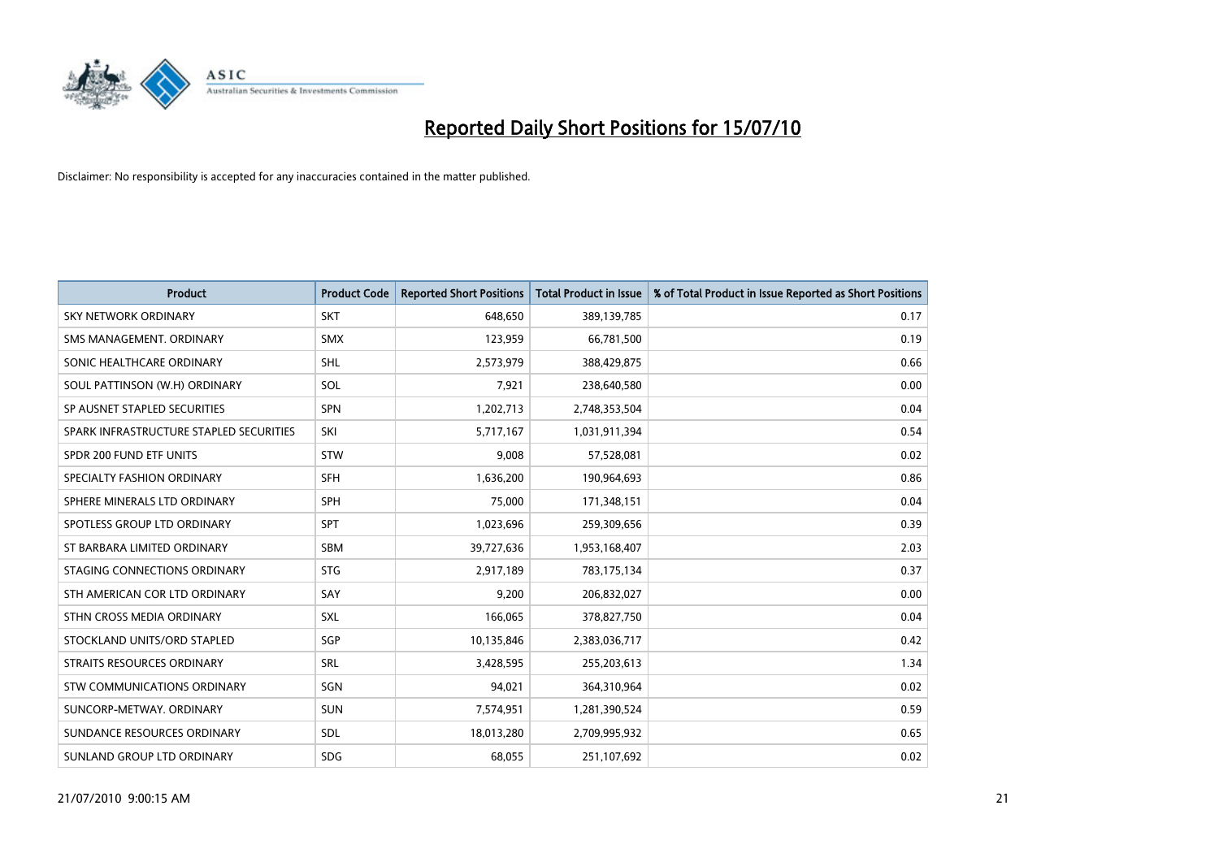# Reported Daily Short Positions for 15/07/10

Disclaimer: No responsibility is accepted for any inaccuracies contained in the matter published.

| Product | Product Code | Reported Short Positions | Total Product in Issue | % of Total Product in Issue Reported as Short Positions |
|---|---|---|---|---|
| SKY NETWORK ORDINARY | SKT | 648,650 | 389,139,785 | 0.17 |
| SMS MANAGEMENT. ORDINARY | SMX | 123,959 | 66,781,500 | 0.19 |
| SONIC HEALTHCARE ORDINARY | SHL | 2,573,979 | 388,429,875 | 0.66 |
| SOUL PATTINSON (W.H) ORDINARY | SOL | 7,921 | 238,640,580 | 0.00 |
| SP AUSNET STAPLED SECURITIES | SPN | 1,202,713 | 2,748,353,504 | 0.04 |
| SPARK INFRASTRUCTURE STAPLED SECURITIES | SKI | 5,717,167 | 1,031,911,394 | 0.54 |
| SPDR 200 FUND ETF UNITS | STW | 9,008 | 57,528,081 | 0.02 |
| SPECIALTY FASHION ORDINARY | SFH | 1,636,200 | 190,964,693 | 0.86 |
| SPHERE MINERALS LTD ORDINARY | SPH | 75,000 | 171,348,151 | 0.04 |
| SPOTLESS GROUP LTD ORDINARY | SPT | 1,023,696 | 259,309,656 | 0.39 |
| ST BARBARA LIMITED ORDINARY | SBM | 39,727,636 | 1,953,168,407 | 2.03 |
| STAGING CONNECTIONS ORDINARY | STG | 2,917,189 | 783,175,134 | 0.37 |
| STH AMERICAN COR LTD ORDINARY | SAY | 9,200 | 206,832,027 | 0.00 |
| STHN CROSS MEDIA ORDINARY | SXL | 166,065 | 378,827,750 | 0.04 |
| STOCKLAND UNITS/ORD STAPLED | SGP | 10,135,846 | 2,383,036,717 | 0.42 |
| STRAITS RESOURCES ORDINARY | SRL | 3,428,595 | 255,203,613 | 1.34 |
| STW COMMUNICATIONS ORDINARY | SGN | 94,021 | 364,310,964 | 0.02 |
| SUNCORP-METWAY. ORDINARY | SUN | 7,574,951 | 1,281,390,524 | 0.59 |
| SUNDANCE RESOURCES ORDINARY | SDL | 18,013,280 | 2,709,995,932 | 0.65 |
| SUNLAND GROUP LTD ORDINARY | SDG | 68,055 | 251,107,692 | 0.02 |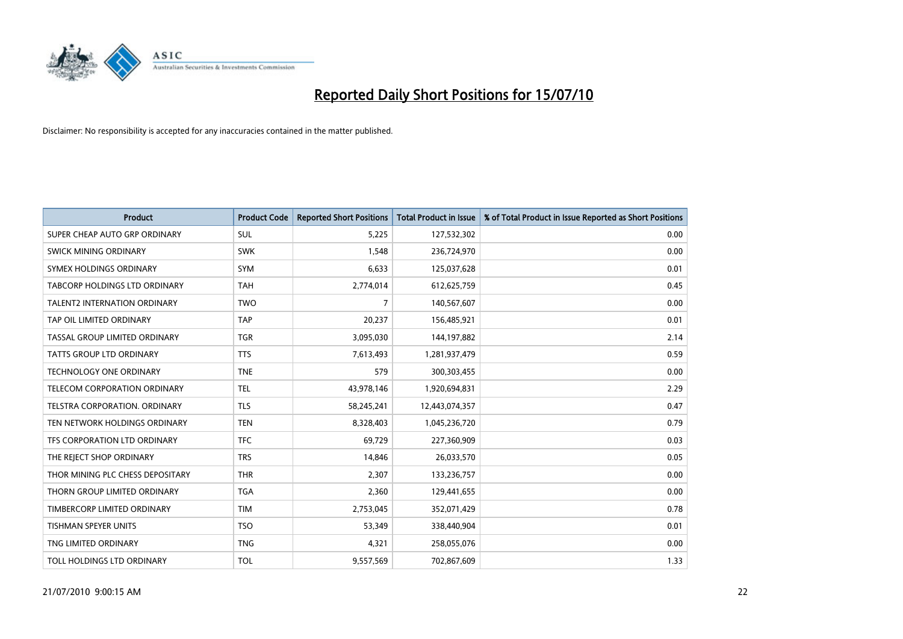# Reported Daily Short Positions for 15/07/10

Disclaimer: No responsibility is accepted for any inaccuracies contained in the matter published.

| Product | Product Code | Reported Short Positions | Total Product in Issue | % of Total Product in Issue Reported as Short Positions |
|---|---|---|---|---|
| SUPER CHEAP AUTO GRP ORDINARY | SUL | 5,225 | 127,532,302 | 0.00 |
| SWICK MINING ORDINARY | SWK | 1,548 | 236,724,970 | 0.00 |
| SYMEX HOLDINGS ORDINARY | SYM | 6,633 | 125,037,628 | 0.01 |
| TABCORP HOLDINGS LTD ORDINARY | TAH | 2,774,014 | 612,625,759 | 0.45 |
| TALENT2 INTERNATION ORDINARY | TWO | 7 | 140,567,607 | 0.00 |
| TAP OIL LIMITED ORDINARY | TAP | 20,237 | 156,485,921 | 0.01 |
| TASSAL GROUP LIMITED ORDINARY | TGR | 3,095,030 | 144,197,882 | 2.14 |
| TATTS GROUP LTD ORDINARY | TTS | 7,613,493 | 1,281,937,479 | 0.59 |
| TECHNOLOGY ONE ORDINARY | TNE | 579 | 300,303,455 | 0.00 |
| TELECOM CORPORATION ORDINARY | TEL | 43,978,146 | 1,920,694,831 | 2.29 |
| TELSTRA CORPORATION. ORDINARY | TLS | 58,245,241 | 12,443,074,357 | 0.47 |
| TEN NETWORK HOLDINGS ORDINARY | TEN | 8,328,403 | 1,045,236,720 | 0.79 |
| TFS CORPORATION LTD ORDINARY | TFC | 69,729 | 227,360,909 | 0.03 |
| THE REJECT SHOP ORDINARY | TRS | 14,846 | 26,033,570 | 0.05 |
| THOR MINING PLC CHESS DEPOSITARY | THR | 2,307 | 133,236,757 | 0.00 |
| THORN GROUP LIMITED ORDINARY | TGA | 2,360 | 129,441,655 | 0.00 |
| TIMBERCORP LIMITED ORDINARY | TIM | 2,753,045 | 352,071,429 | 0.78 |
| TISHMAN SPEYER UNITS | TSO | 53,349 | 338,440,904 | 0.01 |
| TNG LIMITED ORDINARY | TNG | 4,321 | 258,055,076 | 0.00 |
| TOLL HOLDINGS LTD ORDINARY | TOL | 9,557,569 | 702,867,609 | 1.33 |

21/07/2010 9:00:15 AM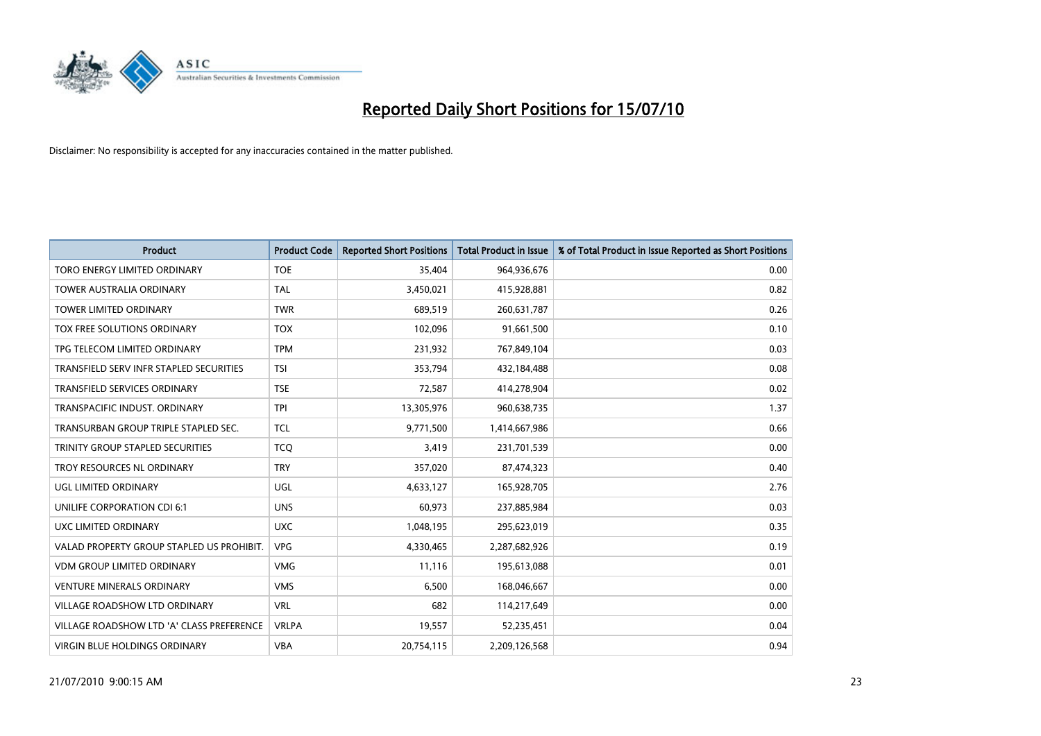# Reported Daily Short Positions for 15/07/10

Disclaimer: No responsibility is accepted for any inaccuracies contained in the matter published.

| Product | Product Code | Reported Short Positions | Total Product in Issue | % of Total Product in Issue Reported as Short Positions |
|---|---|---|---|---|
| TORO ENERGY LIMITED ORDINARY | TOE | 35,404 | 964,936,676 | 0.00 |
| TOWER AUSTRALIA ORDINARY | TAL | 3,450,021 | 415,928,881 | 0.82 |
| TOWER LIMITED ORDINARY | TWR | 689,519 | 260,631,787 | 0.26 |
| TOX FREE SOLUTIONS ORDINARY | TOX | 102,096 | 91,661,500 | 0.10 |
| TPG TELECOM LIMITED ORDINARY | TPM | 231,932 | 767,849,104 | 0.03 |
| TRANSFIELD SERV INFR STAPLED SECURITIES | TSI | 353,794 | 432,184,488 | 0.08 |
| TRANSFIELD SERVICES ORDINARY | TSE | 72,587 | 414,278,904 | 0.02 |
| TRANSPACIFIC INDUST. ORDINARY | TPI | 13,305,976 | 960,638,735 | 1.37 |
| TRANSURBAN GROUP TRIPLE STAPLED SEC. | TCL | 9,771,500 | 1,414,667,986 | 0.66 |
| TRINITY GROUP STAPLED SECURITIES | TCQ | 3,419 | 231,701,539 | 0.00 |
| TROY RESOURCES NL ORDINARY | TRY | 357,020 | 87,474,323 | 0.40 |
| UGL LIMITED ORDINARY | UGL | 4,633,127 | 165,928,705 | 2.76 |
| UNILIFE CORPORATION CDI 6:1 | UNS | 60,973 | 237,885,984 | 0.03 |
| UXC LIMITED ORDINARY | UXC | 1,048,195 | 295,623,019 | 0.35 |
| VALAD PROPERTY GROUP STAPLED US PROHIBIT. | VPG | 4,330,465 | 2,287,682,926 | 0.19 |
| VDM GROUP LIMITED ORDINARY | VMG | 11,116 | 195,613,088 | 0.01 |
| VENTURE MINERALS ORDINARY | VMS | 6,500 | 168,046,667 | 0.00 |
| VILLAGE ROADSHOW LTD ORDINARY | VRL | 682 | 114,217,649 | 0.00 |
| VILLAGE ROADSHOW LTD 'A' CLASS PREFERENCE | VRLPA | 19,557 | 52,235,451 | 0.04 |
| VIRGIN BLUE HOLDINGS ORDINARY | VBA | 20,754,115 | 2,209,126,568 | 0.94 |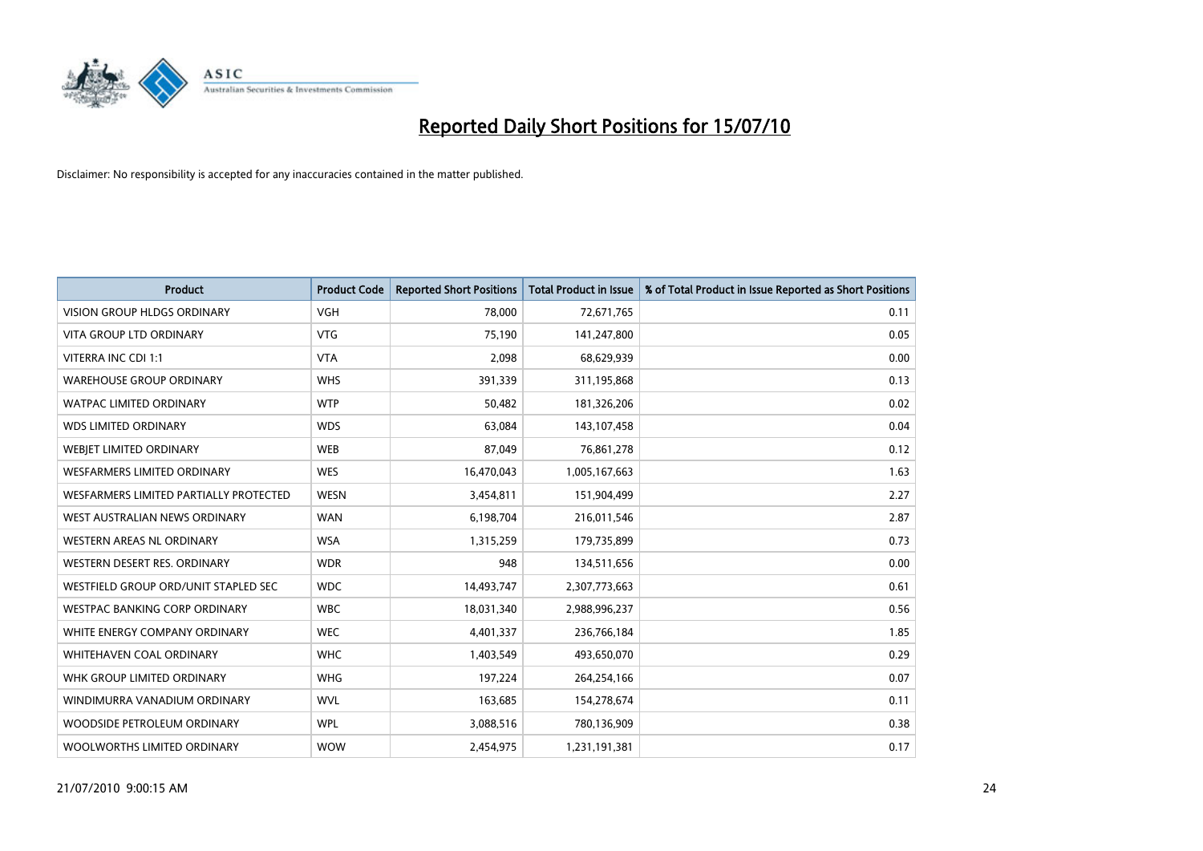# Reported Daily Short Positions for 15/07/10

Disclaimer: No responsibility is accepted for any inaccuracies contained in the matter published.

| Product | Product Code | Reported Short Positions | Total Product in Issue | % of Total Product in Issue Reported as Short Positions |
|---|---|---|---|---|
| VISION GROUP HLDGS ORDINARY | VGH | 78,000 | 72,671,765 | 0.11 |
| VITA GROUP LTD ORDINARY | VTG | 75,190 | 141,247,800 | 0.05 |
| VITERRA INC CDI 1:1 | VTA | 2,098 | 68,629,939 | 0.00 |
| WAREHOUSE GROUP ORDINARY | WHS | 391,339 | 311,195,868 | 0.13 |
| WATPAC LIMITED ORDINARY | WTP | 50,482 | 181,326,206 | 0.02 |
| WDS LIMITED ORDINARY | WDS | 63,084 | 143,107,458 | 0.04 |
| WEBJET LIMITED ORDINARY | WEB | 87,049 | 76,861,278 | 0.12 |
| WESFARMERS LIMITED ORDINARY | WES | 16,470,043 | 1,005,167,663 | 1.63 |
| WESFARMERS LIMITED PARTIALLY PROTECTED | WESN | 3,454,811 | 151,904,499 | 2.27 |
| WEST AUSTRALIAN NEWS ORDINARY | WAN | 6,198,704 | 216,011,546 | 2.87 |
| WESTERN AREAS NL ORDINARY | WSA | 1,315,259 | 179,735,899 | 0.73 |
| WESTERN DESERT RES. ORDINARY | WDR | 948 | 134,511,656 | 0.00 |
| WESTFIELD GROUP ORD/UNIT STAPLED SEC | WDC | 14,493,747 | 2,307,773,663 | 0.61 |
| WESTPAC BANKING CORP ORDINARY | WBC | 18,031,340 | 2,988,996,237 | 0.56 |
| WHITE ENERGY COMPANY ORDINARY | WEC | 4,401,337 | 236,766,184 | 1.85 |
| WHITEHAVEN COAL ORDINARY | WHC | 1,403,549 | 493,650,070 | 0.29 |
| WHK GROUP LIMITED ORDINARY | WHG | 197,224 | 264,254,166 | 0.07 |
| WINDIMURRA VANADIUM ORDINARY | WVL | 163,685 | 154,278,674 | 0.11 |
| WOODSIDE PETROLEUM ORDINARY | WPL | 3,088,516 | 780,136,909 | 0.38 |
| WOOLWORTHS LIMITED ORDINARY | WOW | 2,454,975 | 1,231,191,381 | 0.17 |

21/07/2010 9:00:15 AM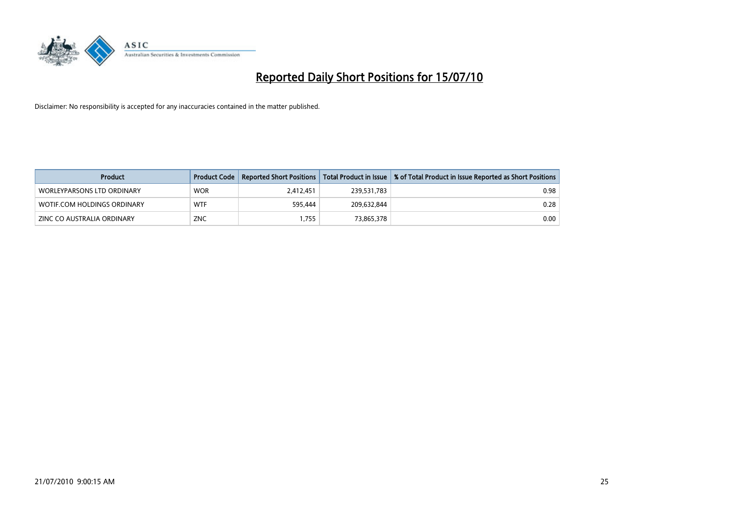# Reported Daily Short Positions for 15/07/10

Disclaimer: No responsibility is accepted for any inaccuracies contained in the matter published.

| Product | Product Code | Reported Short Positions | Total Product in Issue | % of Total Product in Issue Reported as Short Positions |
|---|---|---|---|---|
| WORLEYPARSONS LTD ORDINARY | WOR | 2,412,451 | 239,531,783 | 0.98 |
| WOTIF.COM HOLDINGS ORDINARY | WTF | 595,444 | 209,632,844 | 0.28 |
| ZINC CO AUSTRALIA ORDINARY | ZNC | 1,755 | 73,865,378 | 0.00 |

21/07/2010 9:00:15 AM